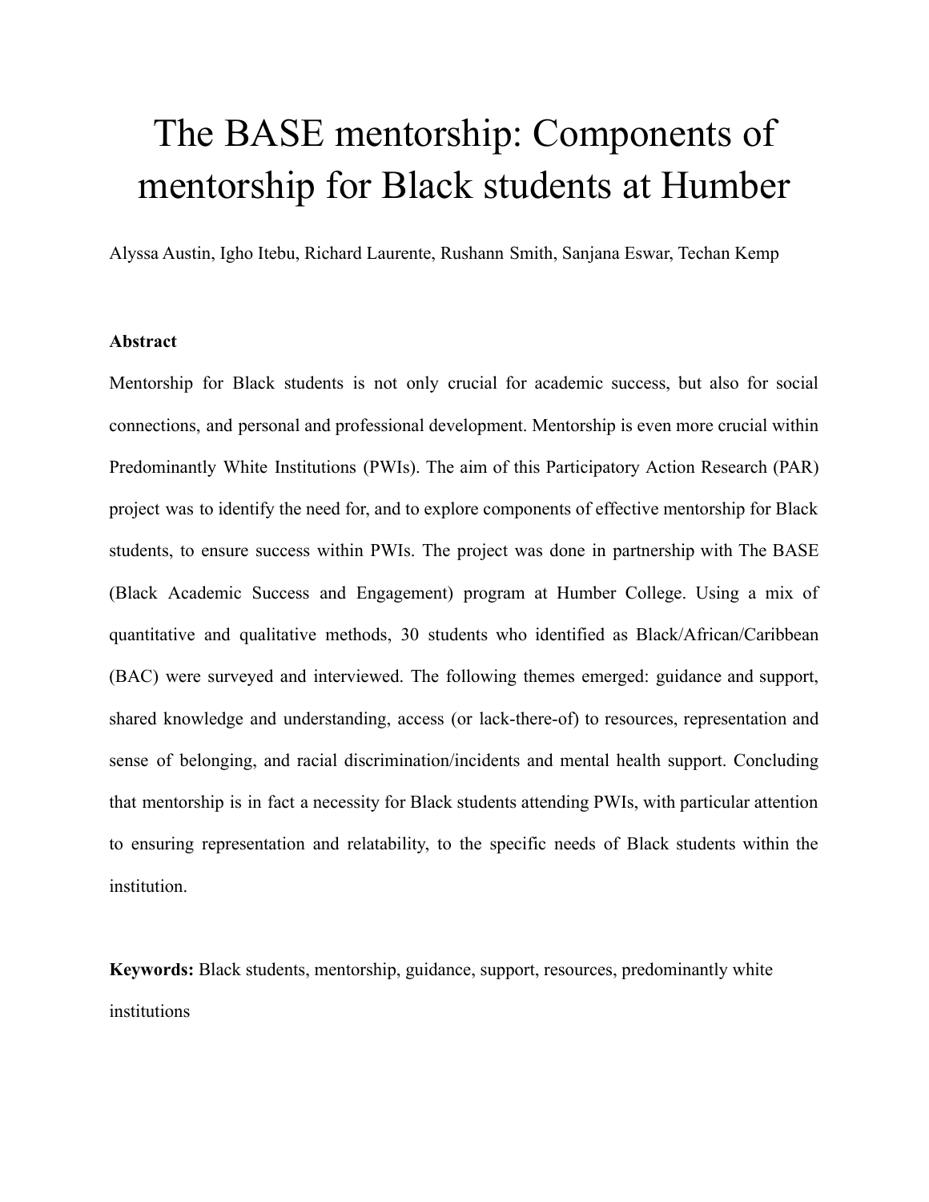# The BASE mentorship: Components of mentorship for Black students at Humber

Alyssa Austin, Igho Itebu, Richard Laurente, Rushann Smith, Sanjana Eswar, Techan Kemp

**Abstract**

Mentorship for Black students is not only crucial for academic success, but also for social connections, and personal and professional development. Mentorship is even more crucial within Predominantly White Institutions (PWIs). The aim of this Participatory Action Research (PAR) project was to identify the need for, and to explore components of effective mentorship for Black students, to ensure success within PWIs. The project was done in partnership with The BASE (Black Academic Success and Engagement) program at Humber College. Using a mix of quantitative and qualitative methods, 30 students who identified as Black/African/Caribbean (BAC) were surveyed and interviewed. The following themes emerged: guidance and support, shared knowledge and understanding, access (or lack-there-of) to resources, representation and sense of belonging, and racial discrimination/incidents and mental health support. Concluding that mentorship is in fact a necessity for Black students attending PWIs, with particular attention to ensuring representation and relatability, to the specific needs of Black students within the institution.

**Keywords:** Black students, mentorship, guidance, support, resources, predominantly white institutions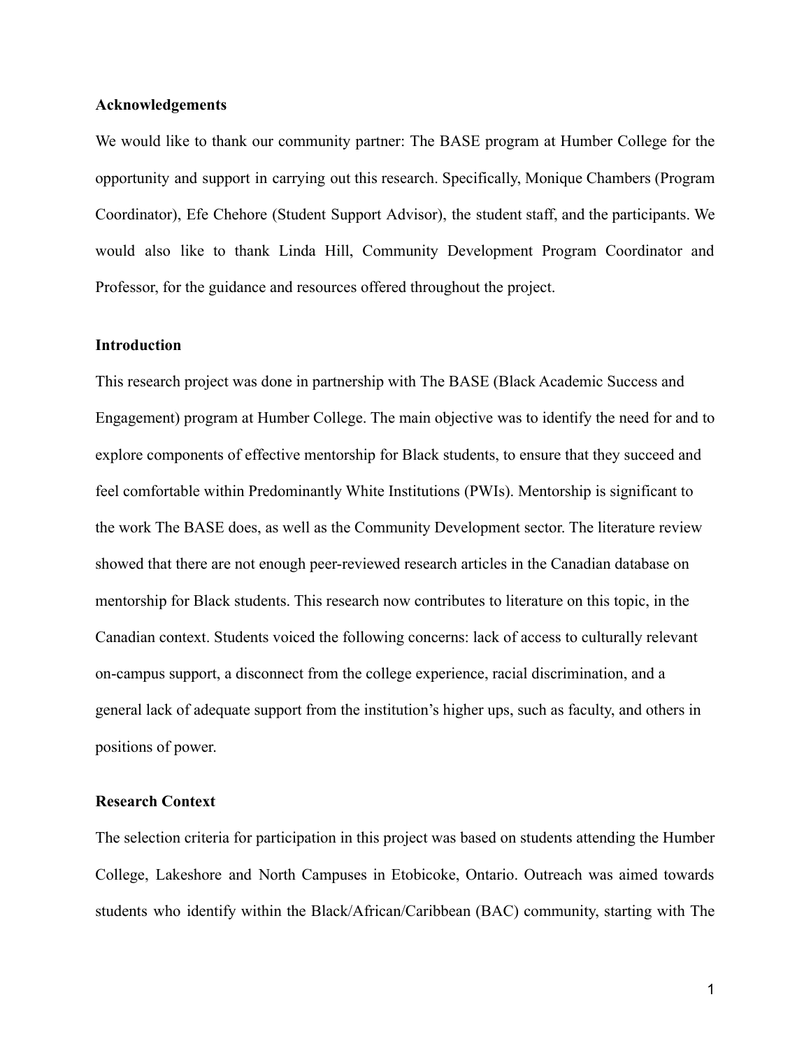**Acknowledgements**

We would like to thank our community partner: The BASE program at Humber College for the opportunity and support in carrying out this research. Specifically, Monique Chambers (Program Coordinator), Efe Chehore (Student Support Advisor), the student staff, and the participants. We would also like to thank Linda Hill, Community Development Program Coordinator and Professor, for the guidance and resources offered throughout the project.

**Introduction**

This research project was done in partnership with The BASE (Black Academic Success and Engagement) program at Humber College. The main objective was to identify the need for and to explore components of effective mentorship for Black students, to ensure that they succeed and feel comfortable within Predominantly White Institutions (PWIs). Mentorship is significant to the work The BASE does, as well as the Community Development sector. The literature review showed that there are not enough peer-reviewed research articles in the Canadian database on mentorship for Black students. This research now contributes to literature on this topic, in the Canadian context. Students voiced the following concerns: lack of access to culturally relevant on-campus support, a disconnect from the college experience, racial discrimination, and a general lack of adequate support from the institution's higher ups, such as faculty, and others in positions of power.

**Research Context**

The selection criteria for participation in this project was based on students attending the Humber College, Lakeshore and North Campuses in Etobicoke, Ontario. Outreach was aimed towards students who identify within the Black/African/Caribbean (BAC) community, starting with The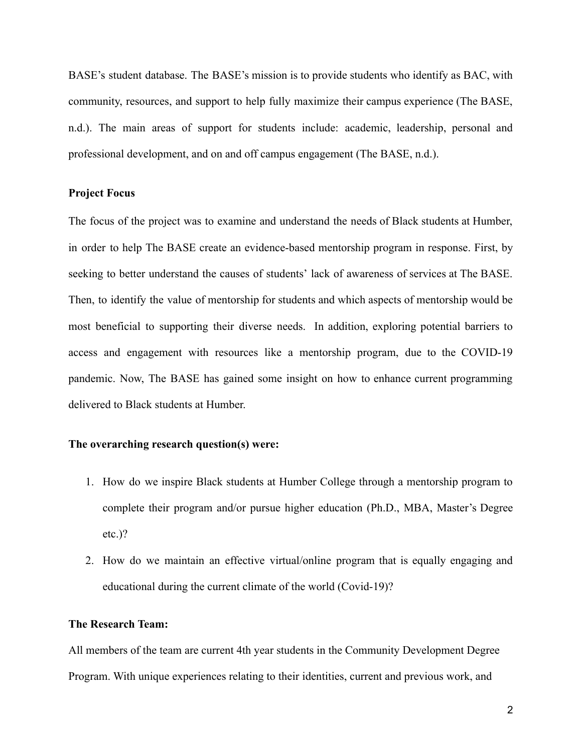BASE's student database. The BASE's mission is to provide students who identify as BAC, with community, resources, and support to help fully maximize their campus experience (The BASE, n.d.). The main areas of support for students include: academic, leadership, personal and professional development, and on and off campus engagement (The BASE, n.d.).

**Project Focus**

The focus of the project was to examine and understand the needs of Black students at Humber, in order to help The BASE create an evidence-based mentorship program in response. First, by seeking to better understand the causes of students' lack of awareness of services at The BASE. Then, to identify the value of mentorship for students and which aspects of mentorship would be most beneficial to supporting their diverse needs. In addition, exploring potential barriers to access and engagement with resources like a mentorship program, due to the COVID-19 pandemic. Now, The BASE has gained some insight on how to enhance current programming delivered to Black students at Humber.

**The overarching research question(s) were:**

1. How do we inspire Black students at Humber College through a mentorship program to complete their program and/or pursue higher education (Ph.D., MBA, Master's Degree etc.)?
2. How do we maintain an effective virtual/online program that is equally engaging and educational during the current climate of the world (Covid-19)?

**The Research Team:**

All members of the team are current 4th year students in the Community Development Degree Program. With unique experiences relating to their identities, current and previous work, and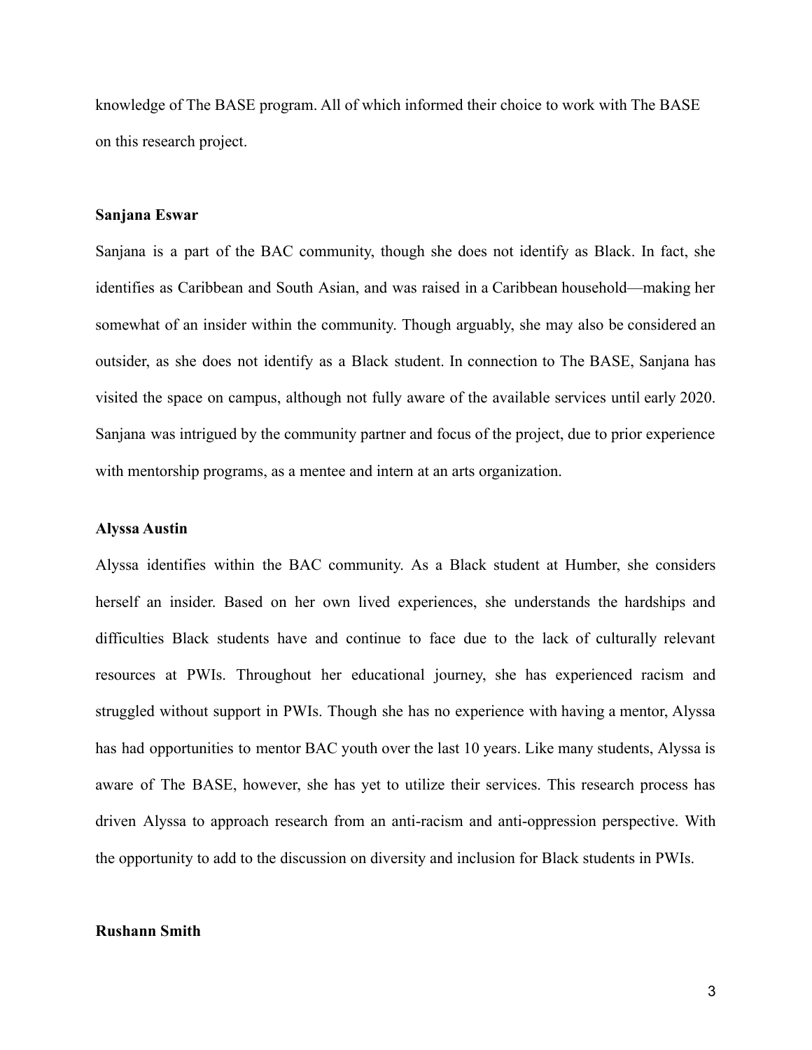knowledge of The BASE program. All of which informed their choice to work with The BASE on this research project.

**Sanjana Eswar**

Sanjana is a part of the BAC community, though she does not identify as Black. In fact, she identifies as Caribbean and South Asian, and was raised in a Caribbean household—making her somewhat of an insider within the community. Though arguably, she may also be considered an outsider, as she does not identify as a Black student. In connection to The BASE, Sanjana has visited the space on campus, although not fully aware of the available services until early 2020. Sanjana was intrigued by the community partner and focus of the project, due to prior experience with mentorship programs, as a mentee and intern at an arts organization.

**Alyssa Austin**

Alyssa identifies within the BAC community. As a Black student at Humber, she considers herself an insider. Based on her own lived experiences, she understands the hardships and difficulties Black students have and continue to face due to the lack of culturally relevant resources at PWIs. Throughout her educational journey, she has experienced racism and struggled without support in PWIs. Though she has no experience with having a mentor, Alyssa has had opportunities to mentor BAC youth over the last 10 years. Like many students, Alyssa is aware of The BASE, however, she has yet to utilize their services. This research process has driven Alyssa to approach research from an anti-racism and anti-oppression perspective. With the opportunity to add to the discussion on diversity and inclusion for Black students in PWIs.

**Rushann Smith**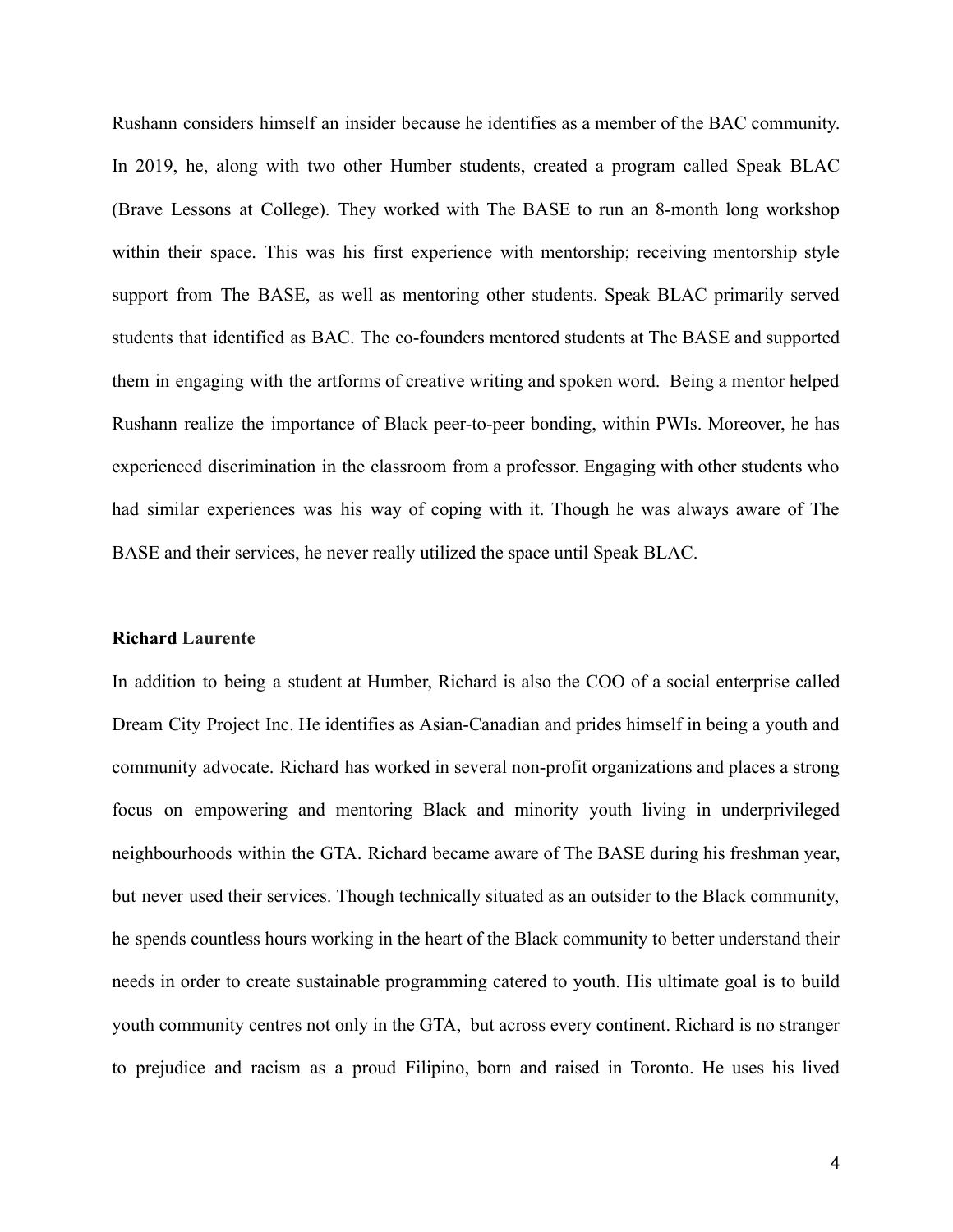Rushann considers himself an insider because he identifies as a member of the BAC community. In 2019, he, along with two other Humber students, created a program called Speak BLAC (Brave Lessons at College). They worked with The BASE to run an 8-month long workshop within their space. This was his first experience with mentorship; receiving mentorship style support from The BASE, as well as mentoring other students. Speak BLAC primarily served students that identified as BAC. The co-founders mentored students at The BASE and supported them in engaging with the artforms of creative writing and spoken word. Being a mentor helped Rushann realize the importance of Black peer-to-peer bonding, within PWIs. Moreover, he has experienced discrimination in the classroom from a professor. Engaging with other students who had similar experiences was his way of coping with it. Though he was always aware of The BASE and their services, he never really utilized the space until Speak BLAC.

**Richard Laurente**

In addition to being a student at Humber, Richard is also the COO of a social enterprise called Dream City Project Inc. He identifies as Asian-Canadian and prides himself in being a youth and community advocate. Richard has worked in several non-profit organizations and places a strong focus on empowering and mentoring Black and minority youth living in underprivileged neighbourhoods within the GTA. Richard became aware of The BASE during his freshman year, but never used their services. Though technically situated as an outsider to the Black community, he spends countless hours working in the heart of the Black community to better understand their needs in order to create sustainable programming catered to youth. His ultimate goal is to build youth community centres not only in the GTA, but across every continent. Richard is no stranger to prejudice and racism as a proud Filipino, born and raised in Toronto. He uses his lived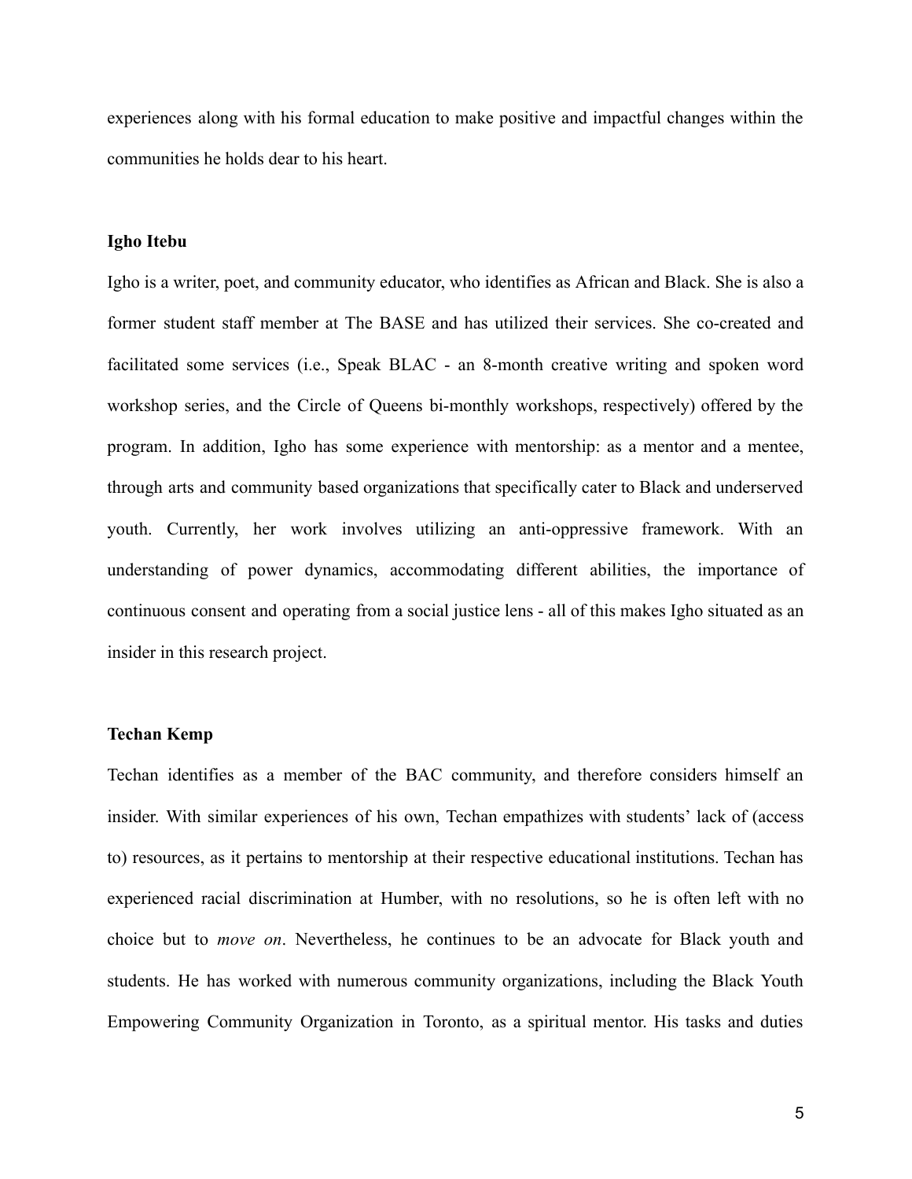experiences along with his formal education to make positive and impactful changes within the communities he holds dear to his heart.

**Igho Itebu**

Igho is a writer, poet, and community educator, who identifies as African and Black. She is also a former student staff member at The BASE and has utilized their services. She co-created and facilitated some services (i.e., Speak BLAC - an 8-month creative writing and spoken word workshop series, and the Circle of Queens bi-monthly workshops, respectively) offered by the program. In addition, Igho has some experience with mentorship: as a mentor and a mentee, through arts and community based organizations that specifically cater to Black and underserved youth. Currently, her work involves utilizing an anti-oppressive framework. With an understanding of power dynamics, accommodating different abilities, the importance of continuous consent and operating from a social justice lens - all of this makes Igho situated as an insider in this research project.

**Techan Kemp**

Techan identifies as a member of the BAC community, and therefore considers himself an insider. With similar experiences of his own, Techan empathizes with students' lack of (access to) resources, as it pertains to mentorship at their respective educational institutions. Techan has experienced racial discrimination at Humber, with no resolutions, so he is often left with no choice but to *move on*. Nevertheless, he continues to be an advocate for Black youth and students. He has worked with numerous community organizations, including the Black Youth Empowering Community Organization in Toronto, as a spiritual mentor. His tasks and duties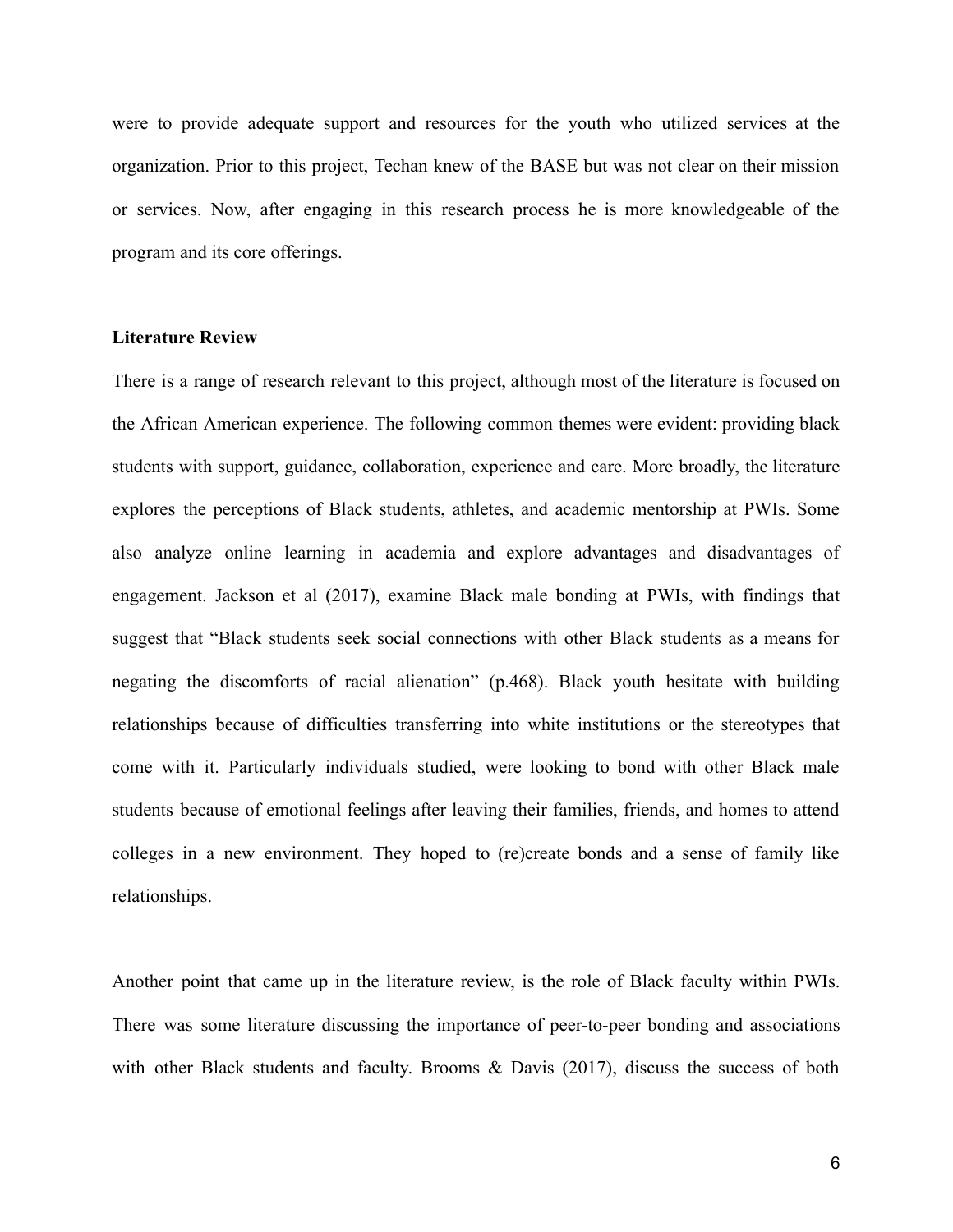were to provide adequate support and resources for the youth who utilized services at the organization. Prior to this project, Techan knew of the BASE but was not clear on their mission or services. Now, after engaging in this research process he is more knowledgeable of the program and its core offerings.

**Literature Review**

There is a range of research relevant to this project, although most of the literature is focused on the African American experience. The following common themes were evident: providing black students with support, guidance, collaboration, experience and care. More broadly, the literature explores the perceptions of Black students, athletes, and academic mentorship at PWIs. Some also analyze online learning in academia and explore advantages and disadvantages of engagement. Jackson et al (2017), examine Black male bonding at PWIs, with findings that suggest that "Black students seek social connections with other Black students as a means for negating the discomforts of racial alienation" (p.468). Black youth hesitate with building relationships because of difficulties transferring into white institutions or the stereotypes that come with it. Particularly individuals studied, were looking to bond with other Black male students because of emotional feelings after leaving their families, friends, and homes to attend colleges in a new environment. They hoped to (re)create bonds and a sense of family like relationships.

Another point that came up in the literature review, is the role of Black faculty within PWIs. There was some literature discussing the importance of peer-to-peer bonding and associations with other Black students and faculty. Brooms & Davis (2017), discuss the success of both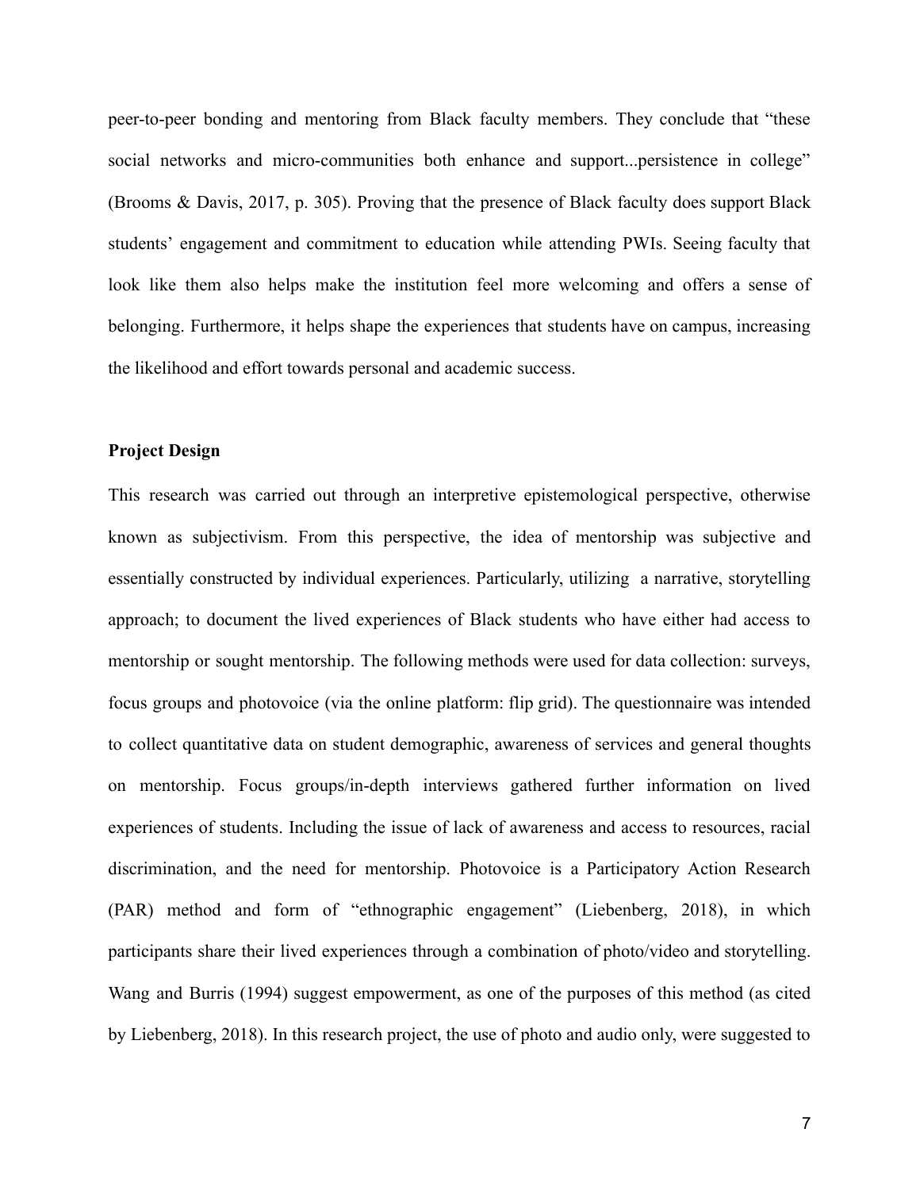peer-to-peer bonding and mentoring from Black faculty members. They conclude that "these social networks and micro-communities both enhance and support...persistence in college" (Brooms & Davis, 2017, p. 305). Proving that the presence of Black faculty does support Black students' engagement and commitment to education while attending PWIs. Seeing faculty that look like them also helps make the institution feel more welcoming and offers a sense of belonging. Furthermore, it helps shape the experiences that students have on campus, increasing the likelihood and effort towards personal and academic success.

**Project Design**

This research was carried out through an interpretive epistemological perspective, otherwise known as subjectivism. From this perspective, the idea of mentorship was subjective and essentially constructed by individual experiences. Particularly, utilizing a narrative, storytelling approach; to document the lived experiences of Black students who have either had access to mentorship or sought mentorship. The following methods were used for data collection: surveys, focus groups and photovoice (via the online platform: flip grid). The questionnaire was intended to collect quantitative data on student demographic, awareness of services and general thoughts on mentorship. Focus groups/in-depth interviews gathered further information on lived experiences of students. Including the issue of lack of awareness and access to resources, racial discrimination, and the need for mentorship. Photovoice is a Participatory Action Research (PAR) method and form of "ethnographic engagement" (Liebenberg, 2018), in which participants share their lived experiences through a combination of photo/video and storytelling. Wang and Burris (1994) suggest empowerment, as one of the purposes of this method (as cited by Liebenberg, 2018). In this research project, the use of photo and audio only, were suggested to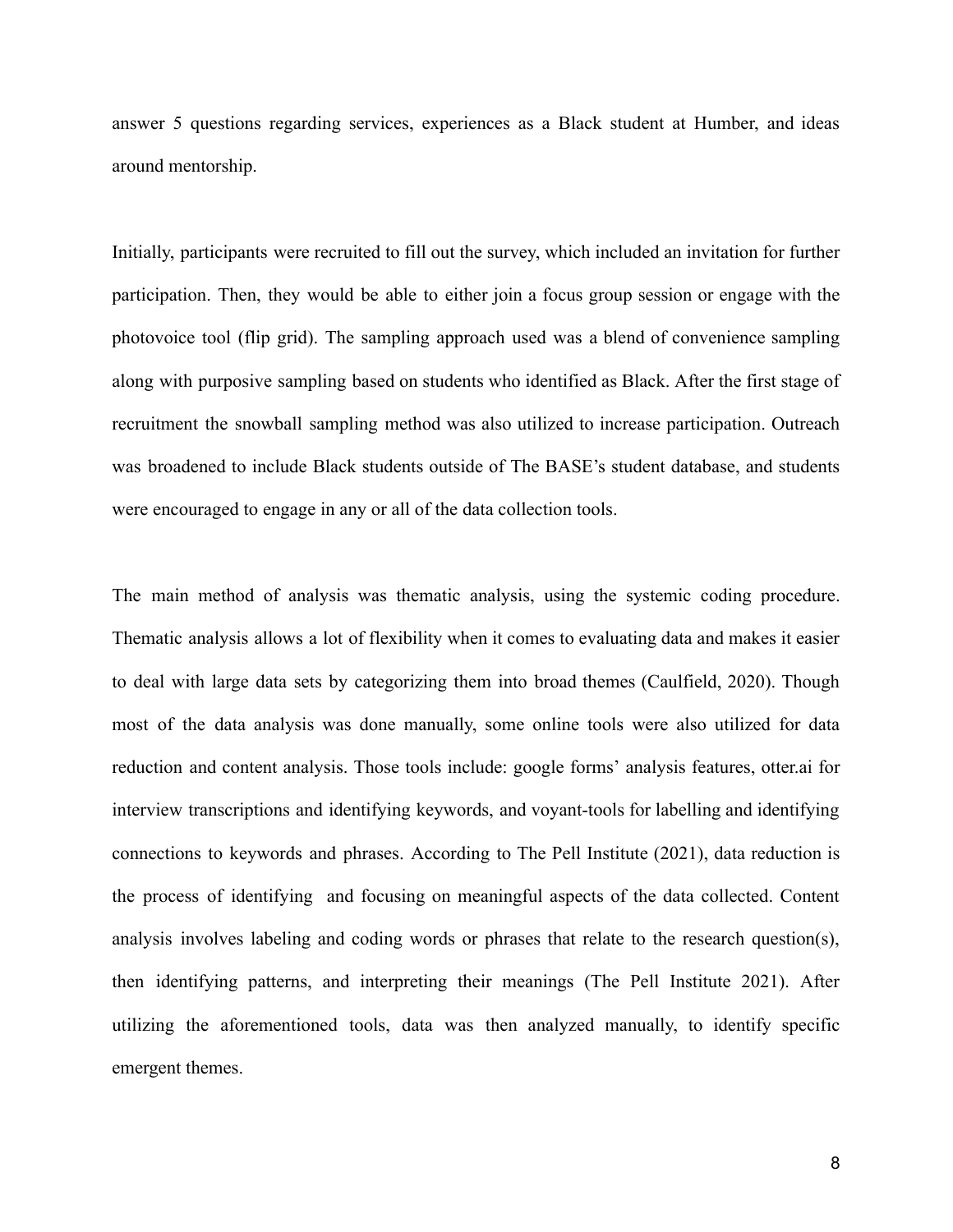answer 5 questions regarding services, experiences as a Black student at Humber, and ideas around mentorship.

Initially, participants were recruited to fill out the survey, which included an invitation for further participation. Then, they would be able to either join a focus group session or engage with the photovoice tool (flip grid). The sampling approach used was a blend of convenience sampling along with purposive sampling based on students who identified as Black. After the first stage of recruitment the snowball sampling method was also utilized to increase participation. Outreach was broadened to include Black students outside of The BASE's student database, and students were encouraged to engage in any or all of the data collection tools.

The main method of analysis was thematic analysis, using the systemic coding procedure. Thematic analysis allows a lot of flexibility when it comes to evaluating data and makes it easier to deal with large data sets by categorizing them into broad themes (Caulfield, 2020). Though most of the data analysis was done manually, some online tools were also utilized for data reduction and content analysis. Those tools include: google forms' analysis features, otter.ai for interview transcriptions and identifying keywords, and voyant-tools for labelling and identifying connections to keywords and phrases. According to The Pell Institute (2021), data reduction is the process of identifying and focusing on meaningful aspects of the data collected. Content analysis involves labeling and coding words or phrases that relate to the research question(s), then identifying patterns, and interpreting their meanings (The Pell Institute 2021). After utilizing the aforementioned tools, data was then analyzed manually, to identify specific emergent themes.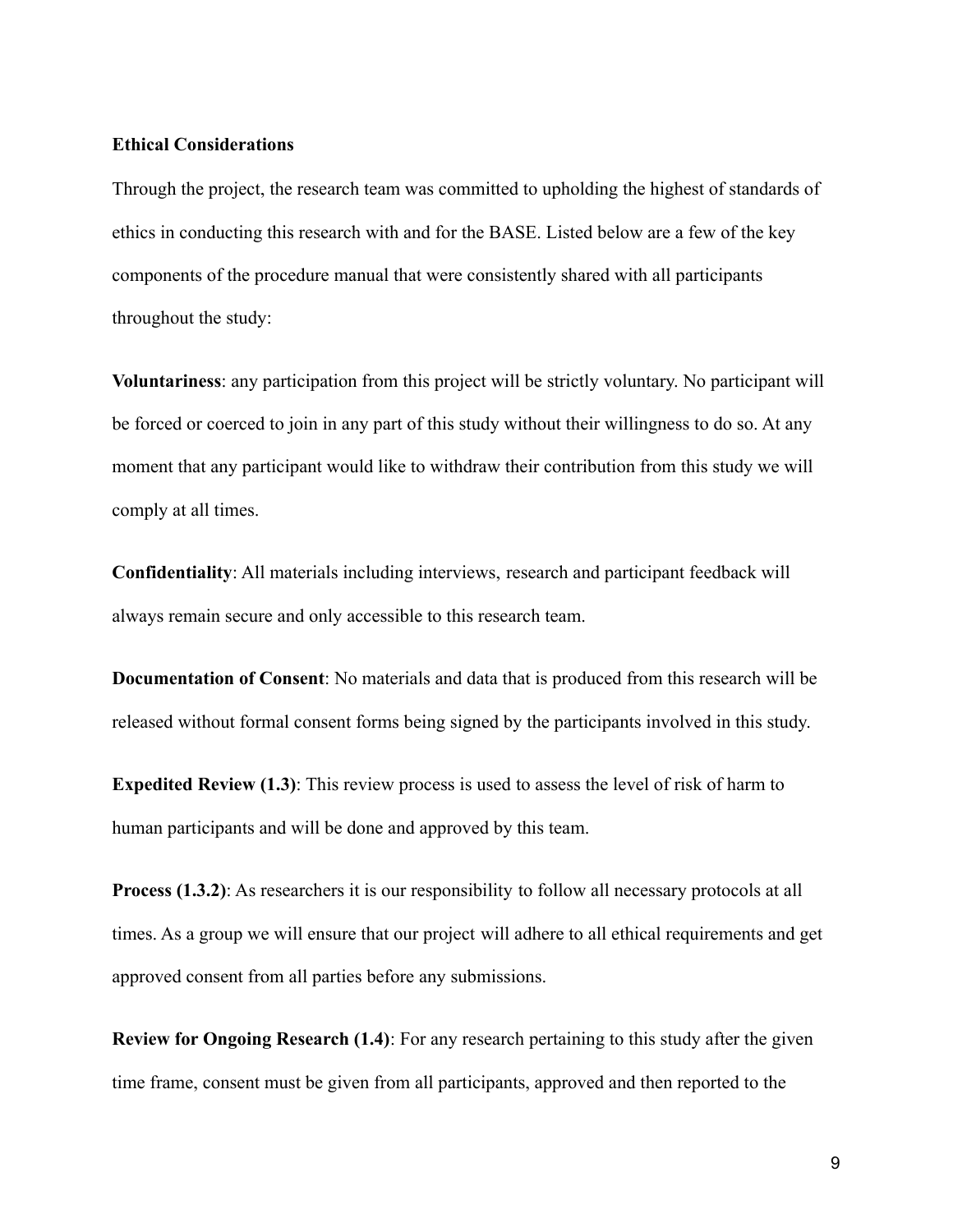**Ethical Considerations**

Through the project, the research team was committed to upholding the highest of standards of ethics in conducting this research with and for the BASE. Listed below are a few of the key components of the procedure manual that were consistently shared with all participants throughout the study:

**Voluntariness**: any participation from this project will be strictly voluntary. No participant will be forced or coerced to join in any part of this study without their willingness to do so. At any moment that any participant would like to withdraw their contribution from this study we will comply at all times.

**Confidentiality**: All materials including interviews, research and participant feedback will always remain secure and only accessible to this research team.

**Documentation of Consent**: No materials and data that is produced from this research will be released without formal consent forms being signed by the participants involved in this study.

**Expedited Review (1.3)**: This review process is used to assess the level of risk of harm to human participants and will be done and approved by this team.

**Process (1.3.2)**: As researchers it is our responsibility to follow all necessary protocols at all times. As a group we will ensure that our project will adhere to all ethical requirements and get approved consent from all parties before any submissions.

**Review for Ongoing Research (1.4)**: For any research pertaining to this study after the given time frame, consent must be given from all participants, approved and then reported to the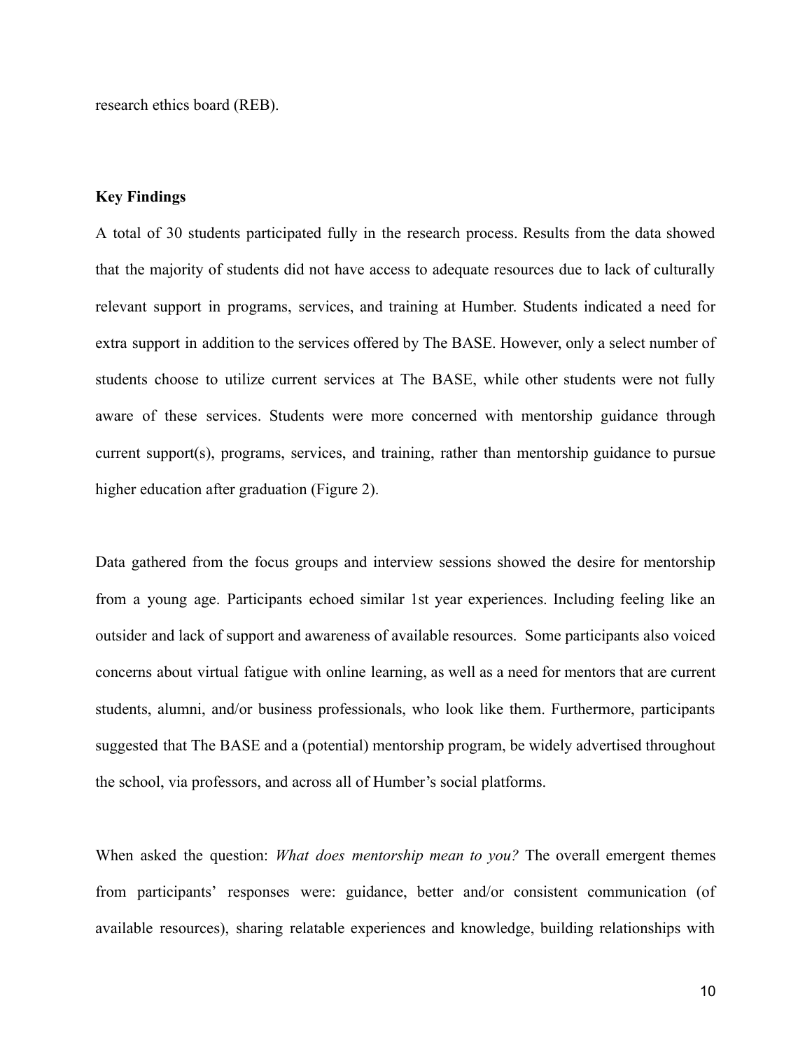research ethics board (REB).

**Key Findings**

A total of 30 students participated fully in the research process. Results from the data showed that the majority of students did not have access to adequate resources due to lack of culturally relevant support in programs, services, and training at Humber. Students indicated a need for extra support in addition to the services offered by The BASE. However, only a select number of students choose to utilize current services at The BASE, while other students were not fully aware of these services. Students were more concerned with mentorship guidance through current support(s), programs, services, and training, rather than mentorship guidance to pursue higher education after graduation (Figure 2).

Data gathered from the focus groups and interview sessions showed the desire for mentorship from a young age. Participants echoed similar 1st year experiences. Including feeling like an outsider and lack of support and awareness of available resources. Some participants also voiced concerns about virtual fatigue with online learning, as well as a need for mentors that are current students, alumni, and/or business professionals, who look like them. Furthermore, participants suggested that The BASE and a (potential) mentorship program, be widely advertised throughout the school, via professors, and across all of Humber's social platforms.

When asked the question: *What does mentorship mean to you?* The overall emergent themes from participants' responses were: guidance, better and/or consistent communication (of available resources), sharing relatable experiences and knowledge, building relationships with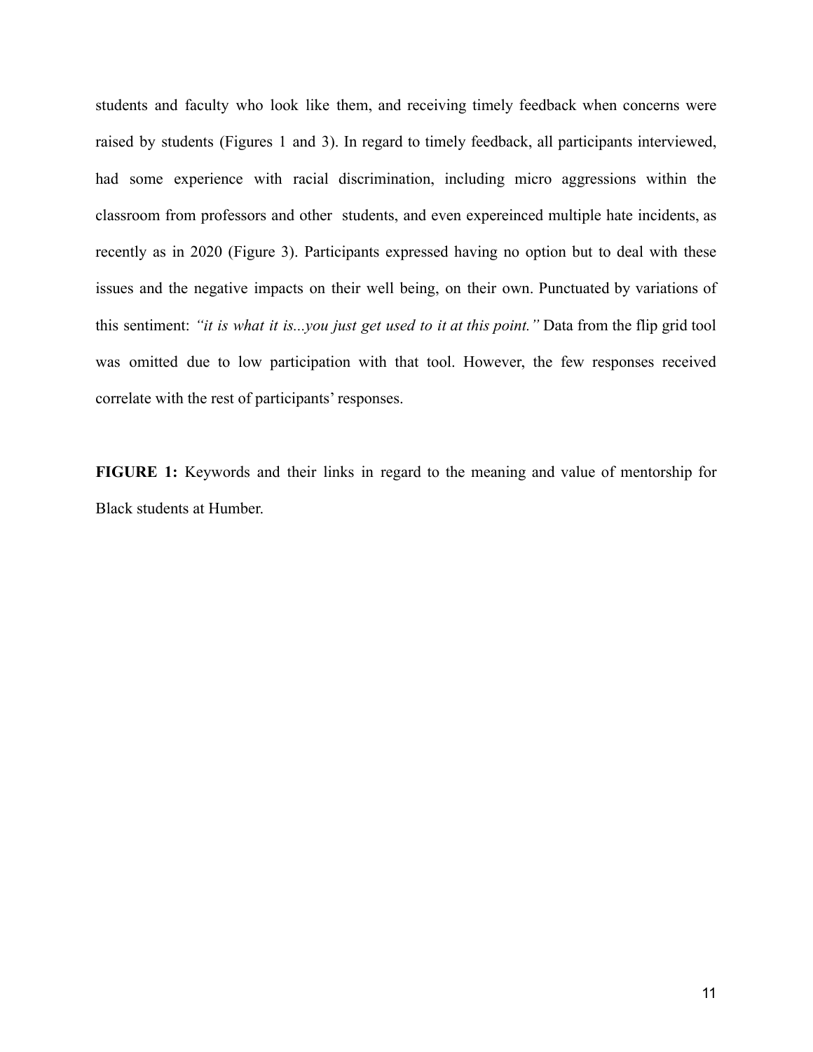students and faculty who look like them, and receiving timely feedback when concerns were raised by students (Figures 1 and 3). In regard to timely feedback, all participants interviewed, had some experience with racial discrimination, including micro aggressions within the classroom from professors and other students, and even expereinced multiple hate incidents, as recently as in 2020 (Figure 3). Participants expressed having no option but to deal with these issues and the negative impacts on their well being, on their own. Punctuated by variations of this sentiment: *"it is what it is...you just get used to it at this point."* Data from the flip grid tool was omitted due to low participation with that tool. However, the few responses received correlate with the rest of participants' responses.

**FIGURE 1:** Keywords and their links in regard to the meaning and value of mentorship for Black students at Humber.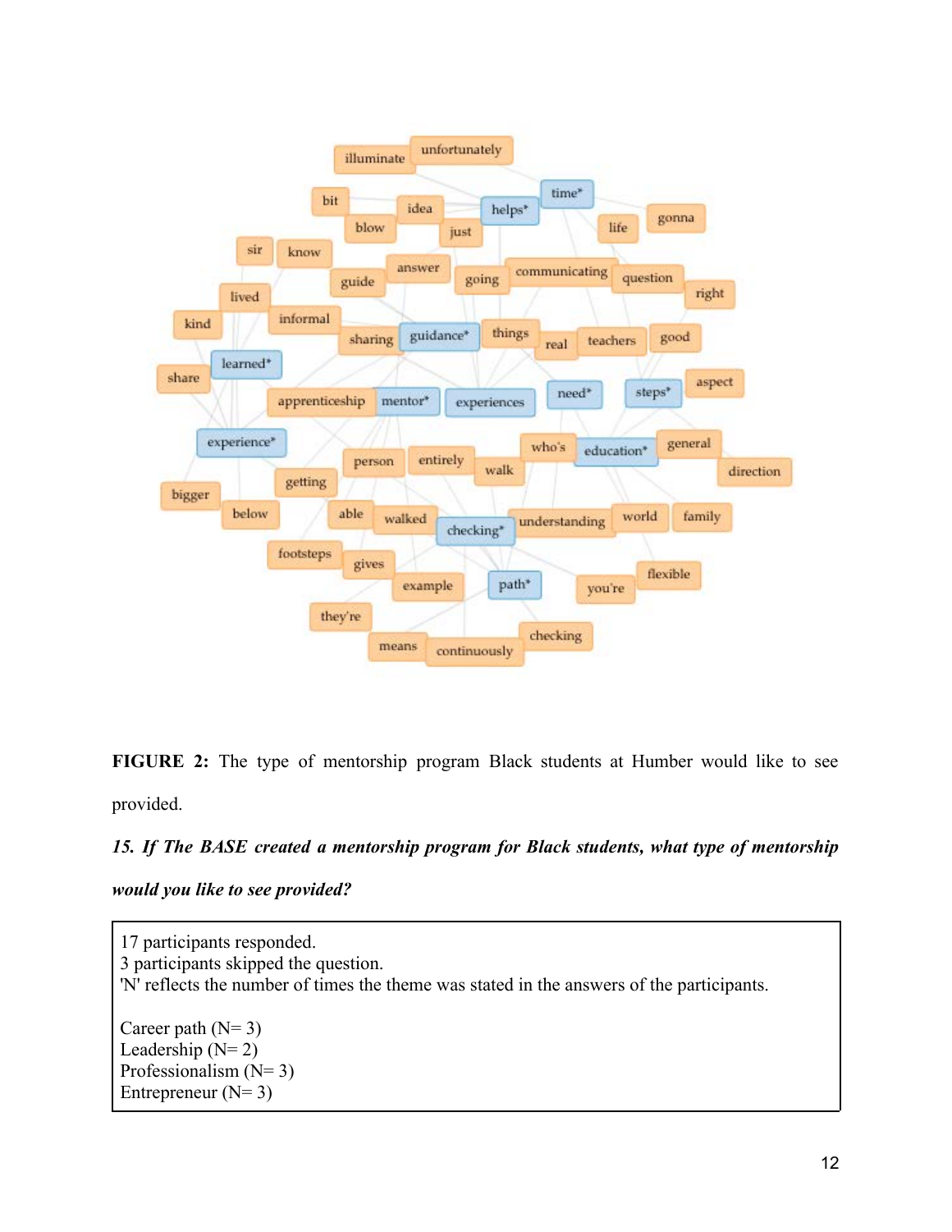**FIGURE 2:** The type of mentorship program Black students at Humber would like to see provided.

***15. If The BASE created a mentorship program for Black students, what type of mentorship would you like to see provided?***

17 participants responded.
3 participants skipped the question.
'N' reflects the number of times the theme was stated in the answers of the participants.

Career path (N= 3)
Leadership (N= 2)
Professionalism (N= 3)
Entrepreneur (N= 3)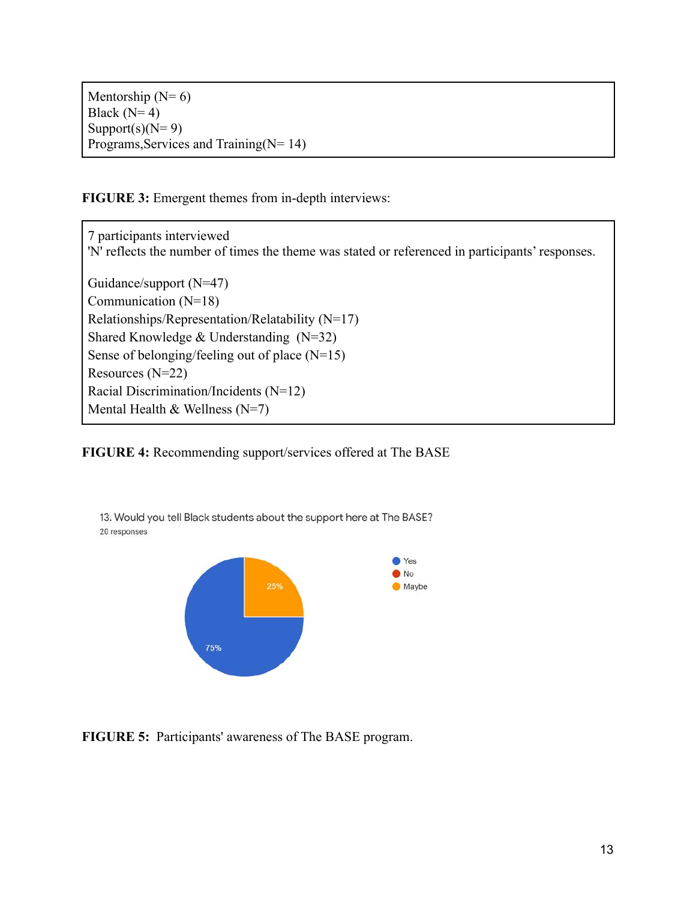Mentorship (N= 6)
Black (N= 4)
Support(s)(N= 9)
Programs,Services and Training(N= 14)

**FIGURE 3:** Emergent themes from in-depth interviews:

7 participants interviewed
'N' reflects the number of times the theme was stated or referenced in participants' responses.

Guidance/support (N=47)
Communication (N=18)
Relationships/Representation/Relatability (N=17)
Shared Knowledge & Understanding (N=32)
Sense of belonging/feeling out of place (N=15)
Resources (N=22)
Racial Discrimination/Incidents (N=12)
Mental Health & Wellness (N=7)

**FIGURE 4:** Recommending support/services offered at The BASE

13. Would you tell Black students about the support here at The BASE?
20 responses

| Response | Percentage |
|---|---|
| Yes | 75% |
| No | |
| Maybe | 25% |

**FIGURE 5:** Participants' awareness of The BASE program.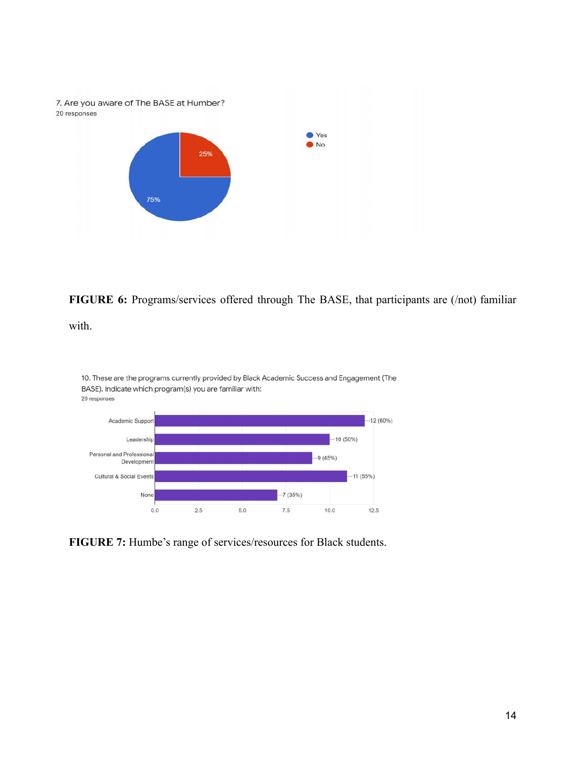7. Are you aware of The BASE at Humber?
20 responses

| Response | Percentage |
| --- | --- |
| Yes | 75% |
| No | 25% |

**FIGURE 6:** Programs/services offered through The BASE, that participants are (/not) familiar with.

10. These are the programs currently provided by Black Academic Success and Engagement (The BASE). Indicate which program(s) you are familiar with:
20 responses

| Program | Responses |
| --- | --- |
| Academic Support | 12 (60%) |
| Leadership | 10 (50%) |
| Personal and Professional Development | 9 (45%) |
| Cultural & Social Events | 11 (55%) |
| None | 7 (35%) |

**FIGURE 7:** Humbe's range of services/resources for Black students.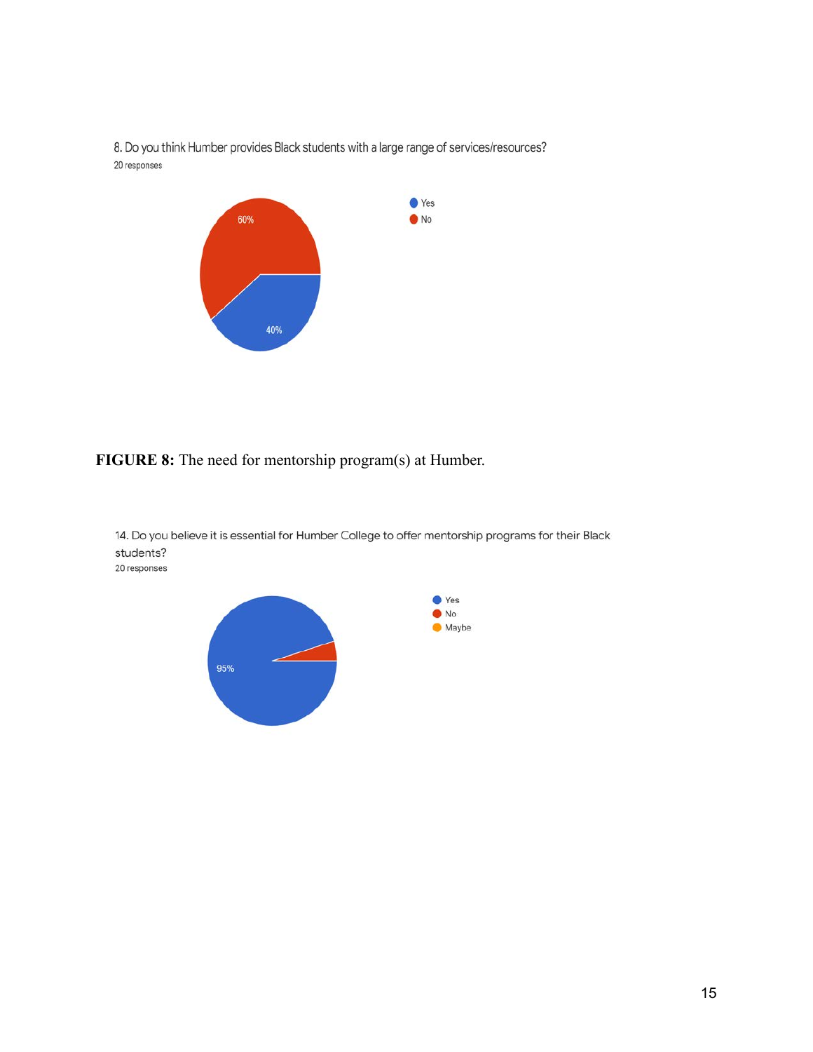8. Do you think Humber provides Black students with a large range of services/resources?
20 responses

Yes
No

60%

40%

**FIGURE 8:** The need for mentorship program(s) at Humber.

14. Do you believe it is essential for Humber College to offer mentorship programs for their Black students?
20 responses

Yes
No
Maybe

95%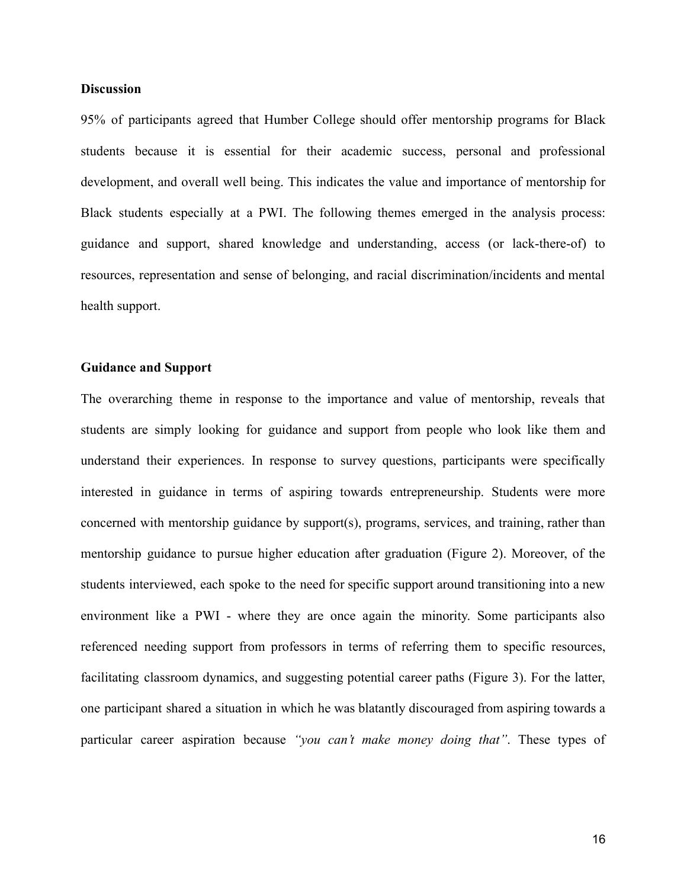**Discussion**

95% of participants agreed that Humber College should offer mentorship programs for Black students because it is essential for their academic success, personal and professional development, and overall well being. This indicates the value and importance of mentorship for Black students especially at a PWI. The following themes emerged in the analysis process: guidance and support, shared knowledge and understanding, access (or lack-there-of) to resources, representation and sense of belonging, and racial discrimination/incidents and mental health support.

**Guidance and Support**

The overarching theme in response to the importance and value of mentorship, reveals that students are simply looking for guidance and support from people who look like them and understand their experiences. In response to survey questions, participants were specifically interested in guidance in terms of aspiring towards entrepreneurship. Students were more concerned with mentorship guidance by support(s), programs, services, and training, rather than mentorship guidance to pursue higher education after graduation (Figure 2). Moreover, of the students interviewed, each spoke to the need for specific support around transitioning into a new environment like a PWI - where they are once again the minority. Some participants also referenced needing support from professors in terms of referring them to specific resources, facilitating classroom dynamics, and suggesting potential career paths (Figure 3). For the latter, one participant shared a situation in which he was blatantly discouraged from aspiring towards a particular career aspiration because *"you can't make money doing that"*. These types of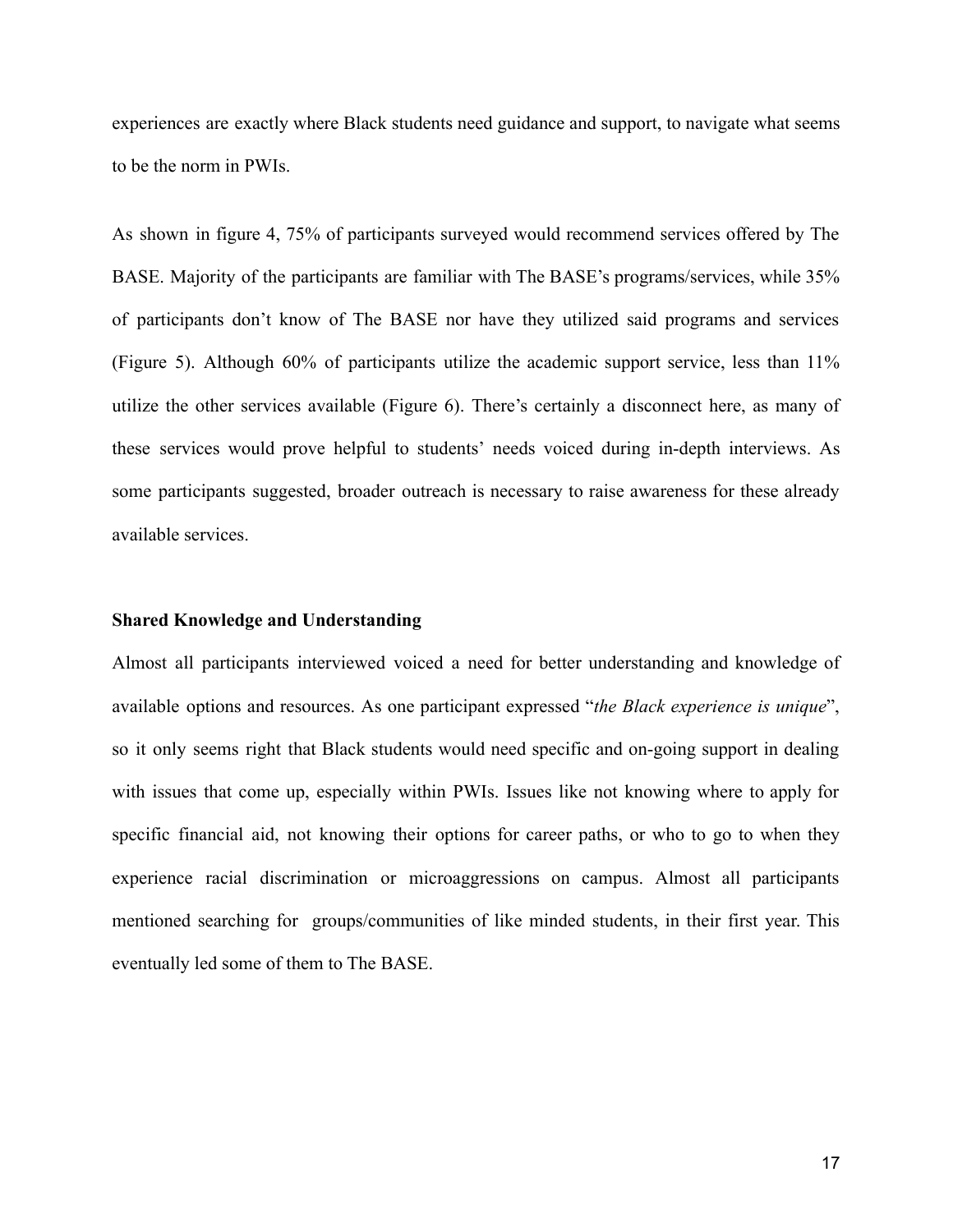experiences are exactly where Black students need guidance and support, to navigate what seems to be the norm in PWIs.

As shown in figure 4, 75% of participants surveyed would recommend services offered by The BASE. Majority of the participants are familiar with The BASE's programs/services, while 35% of participants don't know of The BASE nor have they utilized said programs and services (Figure 5). Although 60% of participants utilize the academic support service, less than 11% utilize the other services available (Figure 6). There's certainly a disconnect here, as many of these services would prove helpful to students' needs voiced during in-depth interviews. As some participants suggested, broader outreach is necessary to raise awareness for these already available services.

**Shared Knowledge and Understanding**

Almost all participants interviewed voiced a need for better understanding and knowledge of available options and resources. As one participant expressed "*the Black experience is unique*", so it only seems right that Black students would need specific and on-going support in dealing with issues that come up, especially within PWIs. Issues like not knowing where to apply for specific financial aid, not knowing their options for career paths, or who to go to when they experience racial discrimination or microaggressions on campus. Almost all participants mentioned searching for groups/communities of like minded students, in their first year. This eventually led some of them to The BASE.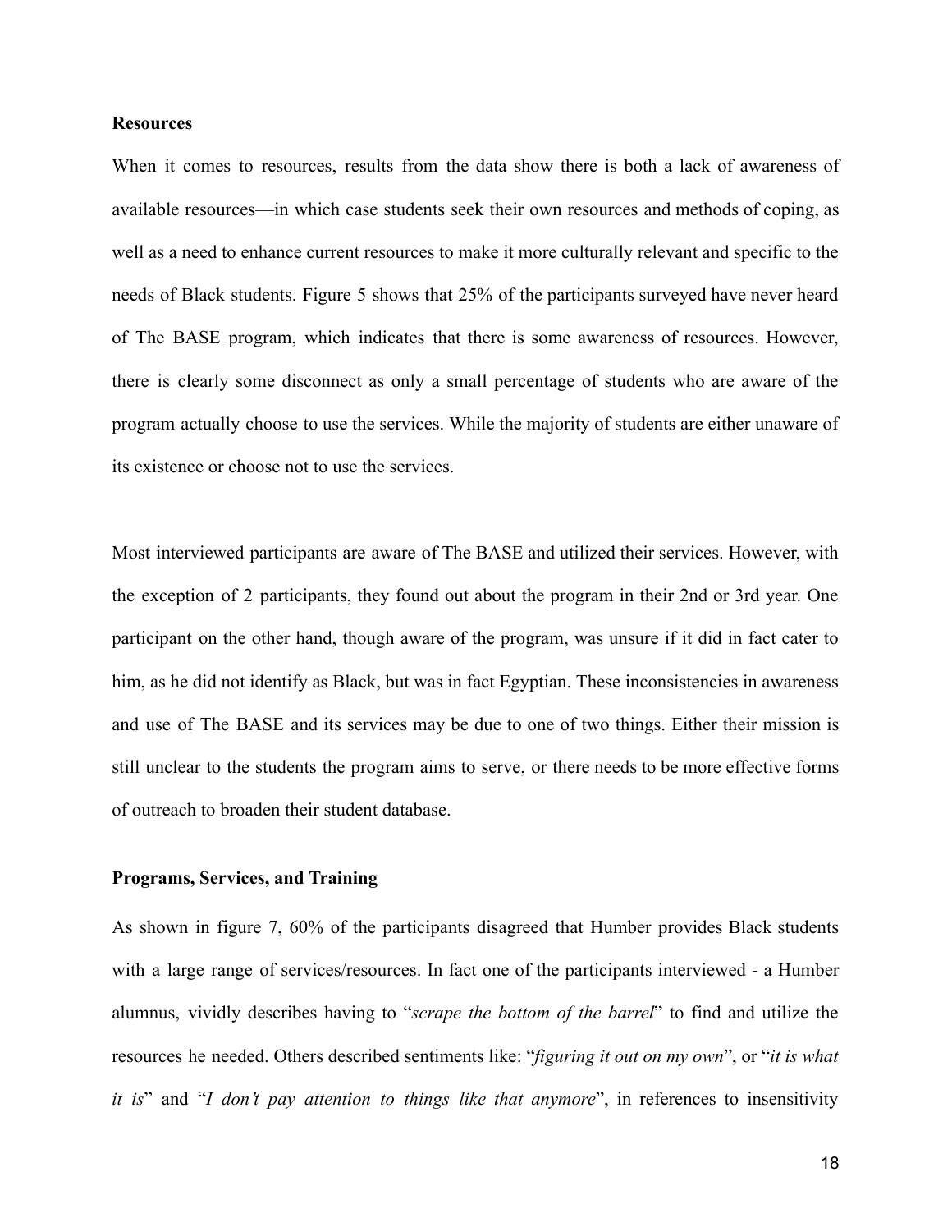**Resources**

When it comes to resources, results from the data show there is both a lack of awareness of available resources—in which case students seek their own resources and methods of coping, as well as a need to enhance current resources to make it more culturally relevant and specific to the needs of Black students. Figure 5 shows that 25% of the participants surveyed have never heard of The BASE program, which indicates that there is some awareness of resources. However, there is clearly some disconnect as only a small percentage of students who are aware of the program actually choose to use the services. While the majority of students are either unaware of its existence or choose not to use the services.

Most interviewed participants are aware of The BASE and utilized their services. However, with the exception of 2 participants, they found out about the program in their 2nd or 3rd year. One participant on the other hand, though aware of the program, was unsure if it did in fact cater to him, as he did not identify as Black, but was in fact Egyptian. These inconsistencies in awareness and use of The BASE and its services may be due to one of two things. Either their mission is still unclear to the students the program aims to serve, or there needs to be more effective forms of outreach to broaden their student database.

**Programs, Services, and Training**

As shown in figure 7, 60% of the participants disagreed that Humber provides Black students with a large range of services/resources. In fact one of the participants interviewed - a Humber alumnus, vividly describes having to "*scrape the bottom of the barrel*" to find and utilize the resources he needed. Others described sentiments like: "*figuring it out on my own*", or "*it is what it is*" and "*I don't pay attention to things like that anymore*", in references to insensitivity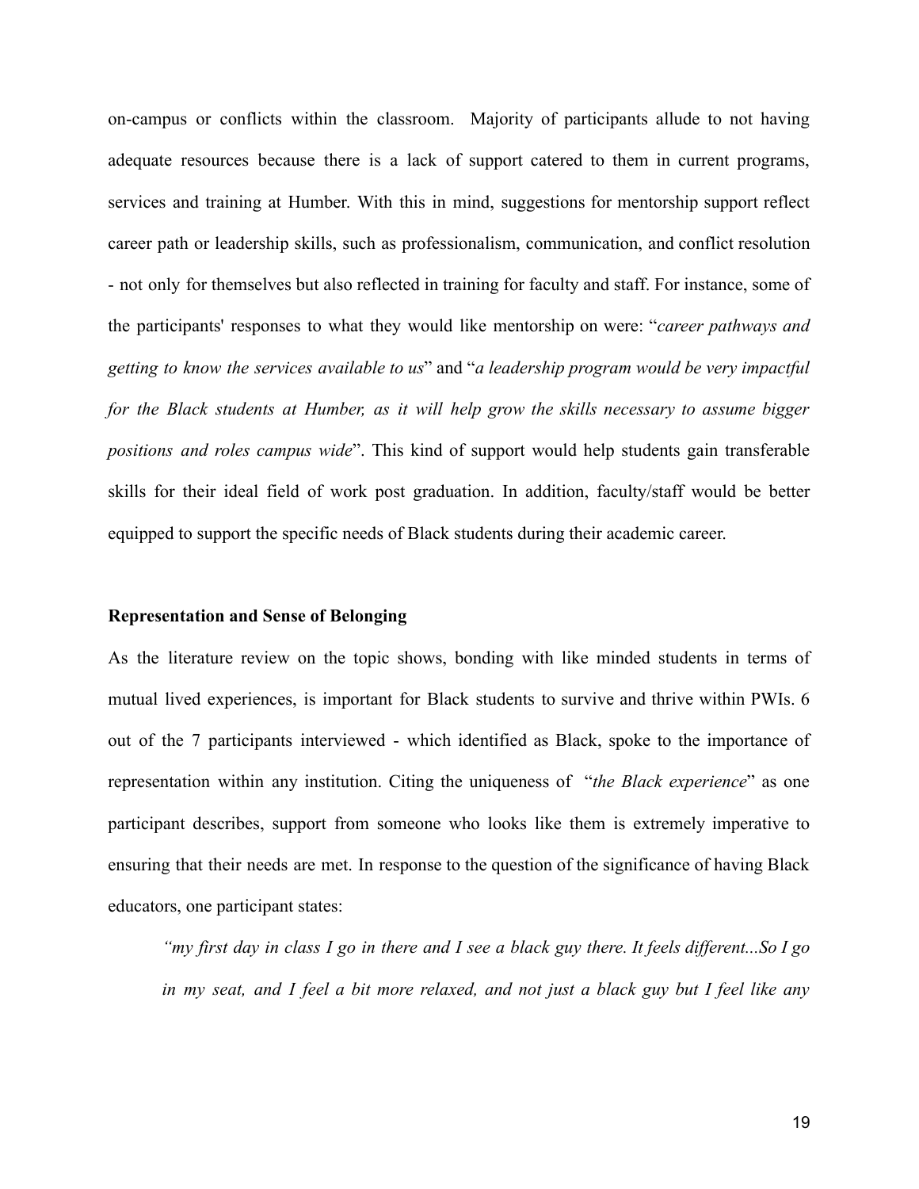on-campus or conflicts within the classroom. Majority of participants allude to not having adequate resources because there is a lack of support catered to them in current programs, services and training at Humber. With this in mind, suggestions for mentorship support reflect career path or leadership skills, such as professionalism, communication, and conflict resolution - not only for themselves but also reflected in training for faculty and staff. For instance, some of the participants' responses to what they would like mentorship on were: "*career pathways and getting to know the services available to us*" and "*a leadership program would be very impactful for the Black students at Humber, as it will help grow the skills necessary to assume bigger positions and roles campus wide*". This kind of support would help students gain transferable skills for their ideal field of work post graduation. In addition, faculty/staff would be better equipped to support the specific needs of Black students during their academic career.

**Representation and Sense of Belonging**

As the literature review on the topic shows, bonding with like minded students in terms of mutual lived experiences, is important for Black students to survive and thrive within PWIs. 6 out of the 7 participants interviewed - which identified as Black, spoke to the importance of representation within any institution. Citing the uniqueness of "*the Black experience*" as one participant describes, support from someone who looks like them is extremely imperative to ensuring that their needs are met. In response to the question of the significance of having Black educators, one participant states:

> *"my first day in class I go in there and I see a black guy there. It feels different...So I go in my seat, and I feel a bit more relaxed, and not just a black guy but I feel like any*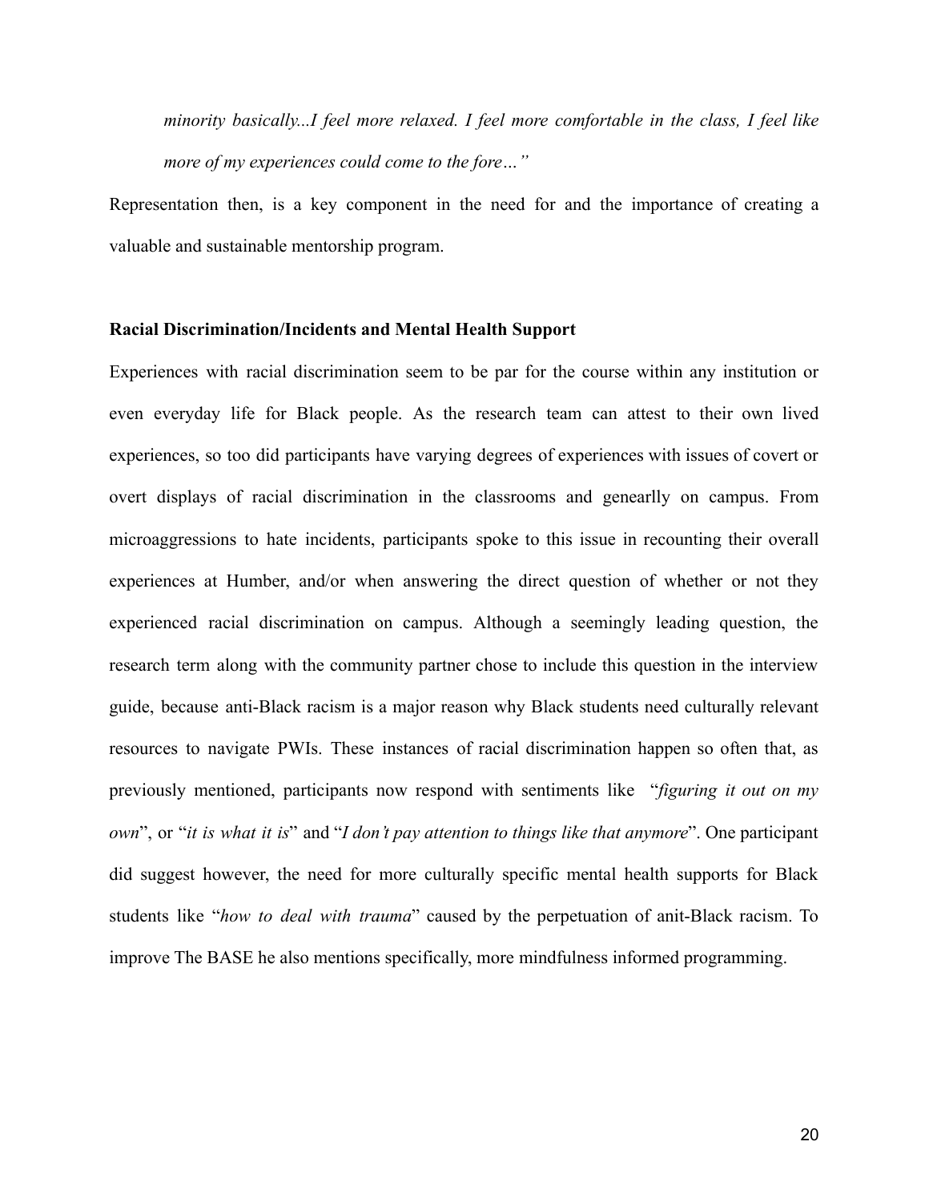*minority basically...I feel more relaxed. I feel more comfortable in the class, I feel like more of my experiences could come to the fore…"*

Representation then, is a key component in the need for and the importance of creating a valuable and sustainable mentorship program.

**Racial Discrimination/Incidents and Mental Health Support**

Experiences with racial discrimination seem to be par for the course within any institution or even everyday life for Black people. As the research team can attest to their own lived experiences, so too did participants have varying degrees of experiences with issues of covert or overt displays of racial discrimination in the classrooms and genearlly on campus. From microaggressions to hate incidents, participants spoke to this issue in recounting their overall experiences at Humber, and/or when answering the direct question of whether or not they experienced racial discrimination on campus. Although a seemingly leading question, the research term along with the community partner chose to include this question in the interview guide, because anti-Black racism is a major reason why Black students need culturally relevant resources to navigate PWIs. These instances of racial discrimination happen so often that, as previously mentioned, participants now respond with sentiments like "*figuring it out on my own*", or "*it is what it is*" and "*I don't pay attention to things like that anymore*". One participant did suggest however, the need for more culturally specific mental health supports for Black students like "*how to deal with trauma*" caused by the perpetuation of anit-Black racism. To improve The BASE he also mentions specifically, more mindfulness informed programming.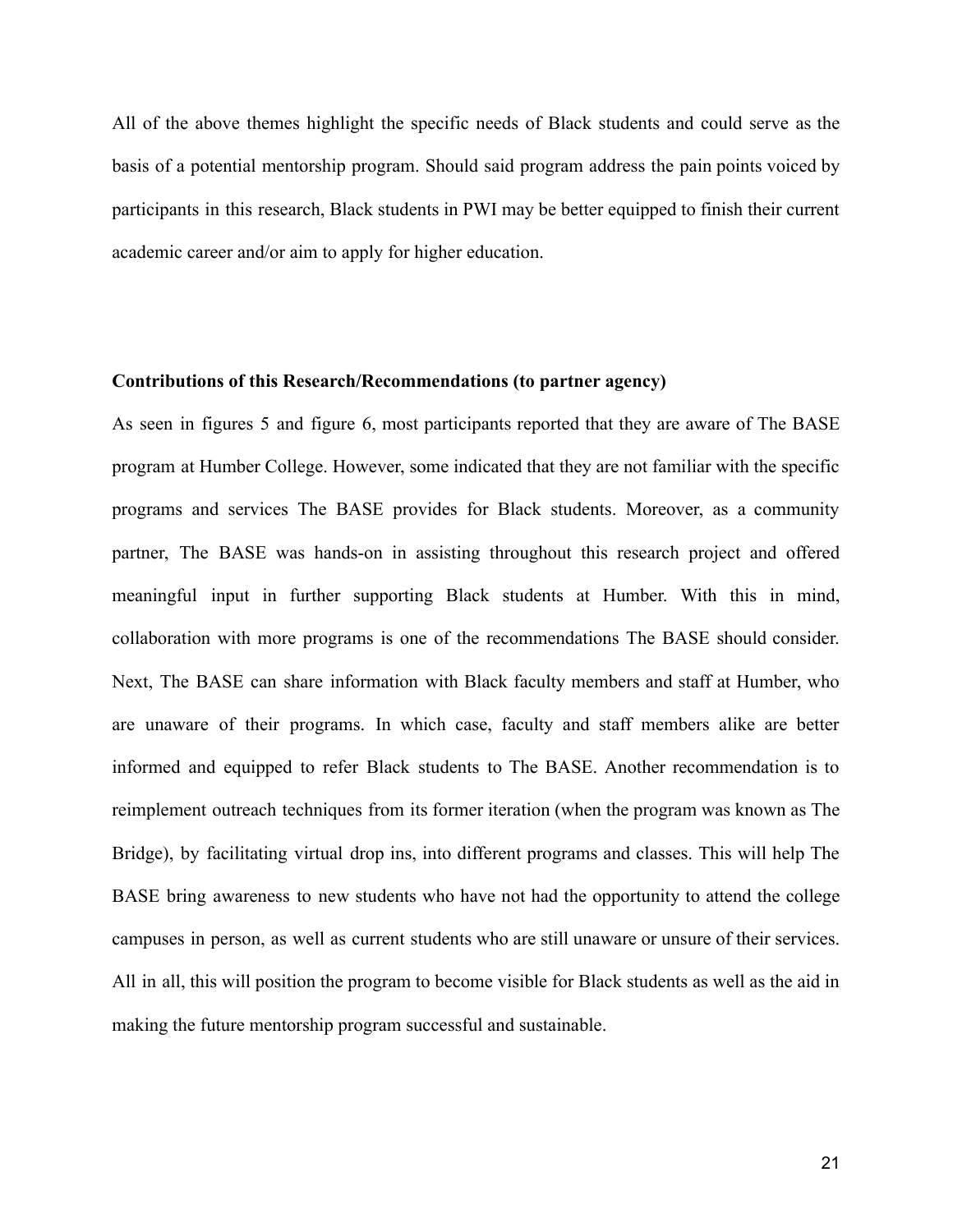All of the above themes highlight the specific needs of Black students and could serve as the basis of a potential mentorship program. Should said program address the pain points voiced by participants in this research, Black students in PWI may be better equipped to finish their current academic career and/or aim to apply for higher education.

**Contributions of this Research/Recommendations (to partner agency)**

As seen in figures 5 and figure 6, most participants reported that they are aware of The BASE program at Humber College. However, some indicated that they are not familiar with the specific programs and services The BASE provides for Black students. Moreover, as a community partner, The BASE was hands-on in assisting throughout this research project and offered meaningful input in further supporting Black students at Humber. With this in mind, collaboration with more programs is one of the recommendations The BASE should consider. Next, The BASE can share information with Black faculty members and staff at Humber, who are unaware of their programs. In which case, faculty and staff members alike are better informed and equipped to refer Black students to The BASE. Another recommendation is to reimplement outreach techniques from its former iteration (when the program was known as The Bridge), by facilitating virtual drop ins, into different programs and classes. This will help The BASE bring awareness to new students who have not had the opportunity to attend the college campuses in person, as well as current students who are still unaware or unsure of their services. All in all, this will position the program to become visible for Black students as well as the aid in making the future mentorship program successful and sustainable.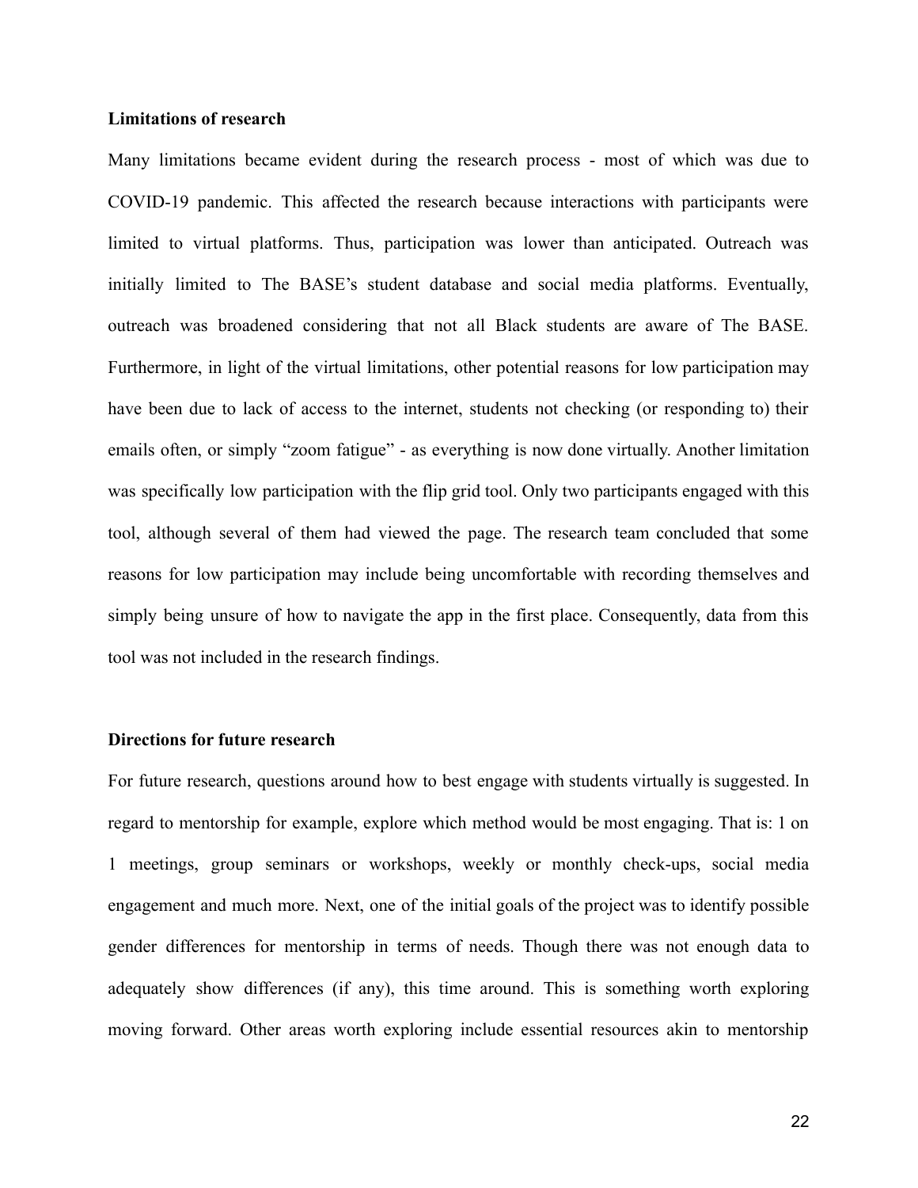**Limitations of research**

Many limitations became evident during the research process - most of which was due to COVID-19 pandemic. This affected the research because interactions with participants were limited to virtual platforms. Thus, participation was lower than anticipated. Outreach was initially limited to The BASE's student database and social media platforms. Eventually, outreach was broadened considering that not all Black students are aware of The BASE. Furthermore, in light of the virtual limitations, other potential reasons for low participation may have been due to lack of access to the internet, students not checking (or responding to) their emails often, or simply "zoom fatigue" - as everything is now done virtually. Another limitation was specifically low participation with the flip grid tool. Only two participants engaged with this tool, although several of them had viewed the page. The research team concluded that some reasons for low participation may include being uncomfortable with recording themselves and simply being unsure of how to navigate the app in the first place. Consequently, data from this tool was not included in the research findings.

**Directions for future research**

For future research, questions around how to best engage with students virtually is suggested. In regard to mentorship for example, explore which method would be most engaging. That is: 1 on 1 meetings, group seminars or workshops, weekly or monthly check-ups, social media engagement and much more. Next, one of the initial goals of the project was to identify possible gender differences for mentorship in terms of needs. Though there was not enough data to adequately show differences (if any), this time around. This is something worth exploring moving forward. Other areas worth exploring include essential resources akin to mentorship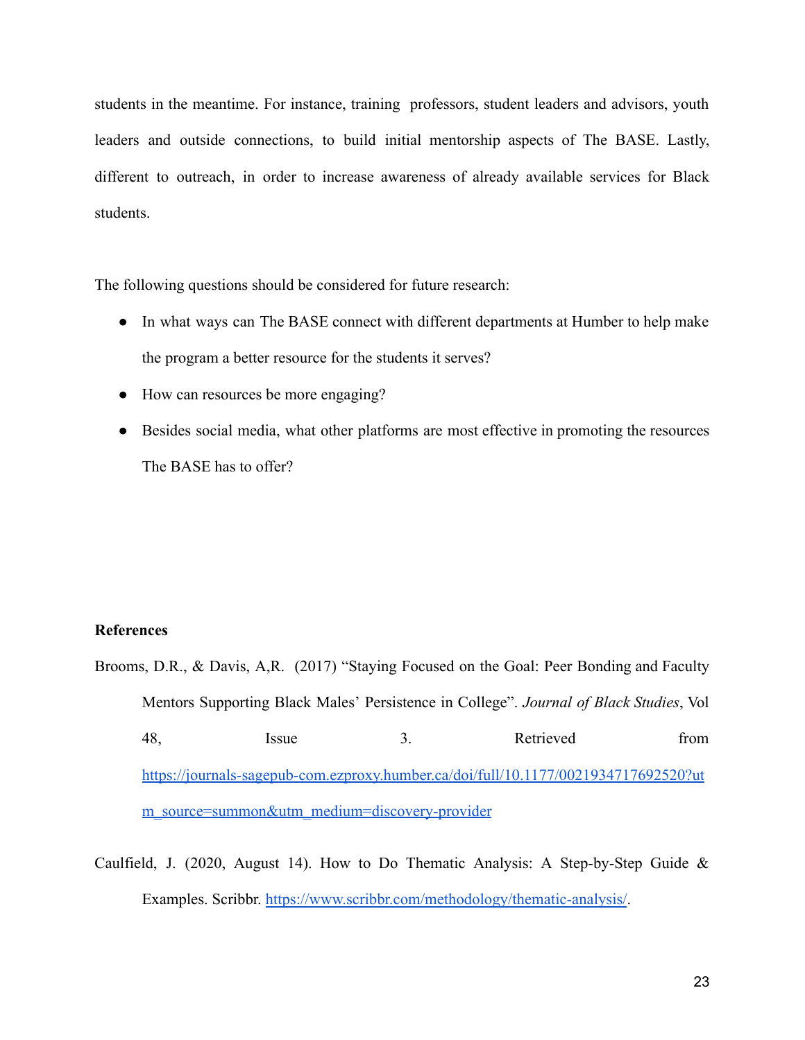students in the meantime. For instance, training professors, student leaders and advisors, youth leaders and outside connections, to build initial mentorship aspects of The BASE. Lastly, different to outreach, in order to increase awareness of already available services for Black students.

The following questions should be considered for future research:

- In what ways can The BASE connect with different departments at Humber to help make the program a better resource for the students it serves?
- How can resources be more engaging?
- Besides social media, what other platforms are most effective in promoting the resources The BASE has to offer?

**References**

Brooms, D.R., & Davis, A,R. (2017) "Staying Focused on the Goal: Peer Bonding and Faculty Mentors Supporting Black Males' Persistence in College". *Journal of Black Studies*, Vol 48, Issue 3. Retrieved from https://journals-sagepub-com.ezproxy.humber.ca/doi/full/10.1177/0021934717692520?utm_source=summon&utm_medium=discovery-provider

Caulfield, J. (2020, August 14). How to Do Thematic Analysis: A Step-by-Step Guide & Examples. Scribbr. https://www.scribbr.com/methodology/thematic-analysis/.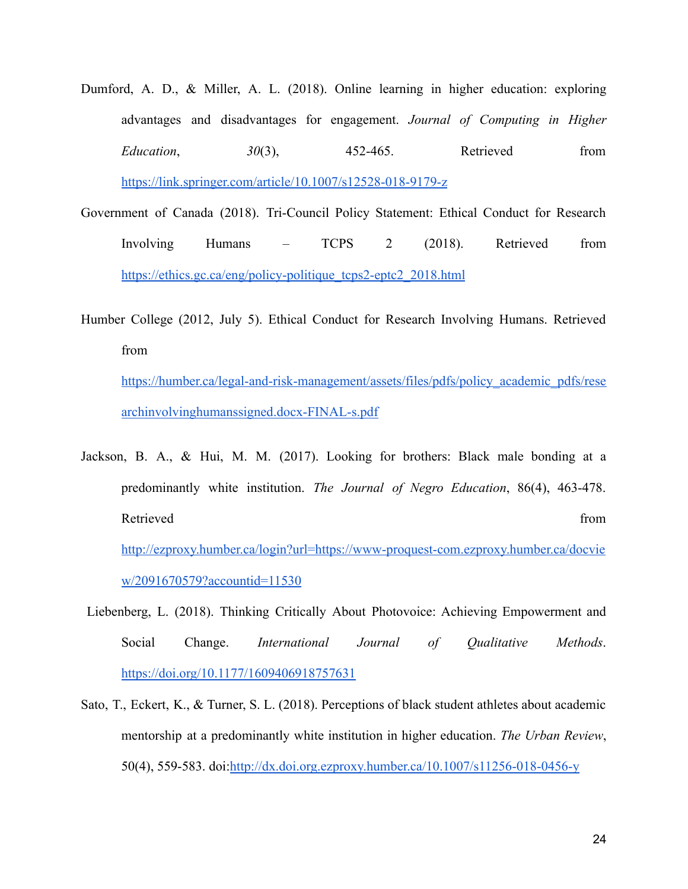Dumford, A. D., & Miller, A. L. (2018). Online learning in higher education: exploring advantages and disadvantages for engagement. *Journal of Computing in Higher Education*, *30*(3), 452-465. Retrieved from https://link.springer.com/article/10.1007/s12528-018-9179-z

Government of Canada (2018). Tri-Council Policy Statement: Ethical Conduct for Research Involving Humans – TCPS 2 (2018). Retrieved from https://ethics.gc.ca/eng/policy-politique_tcps2-eptc2_2018.html

Humber College (2012, July 5). Ethical Conduct for Research Involving Humans. Retrieved from https://humber.ca/legal-and-risk-management/assets/files/pdfs/policy_academic_pdfs/researchinvolvinghumanssigned.docx-FINAL-s.pdf

Jackson, B. A., & Hui, M. M. (2017). Looking for brothers: Black male bonding at a predominantly white institution. *The Journal of Negro Education*, 86(4), 463-478. Retrieved from http://ezproxy.humber.ca/login?url=https://www-proquest-com.ezproxy.humber.ca/docview/2091670579?accountid=11530

Liebenberg, L. (2018). Thinking Critically About Photovoice: Achieving Empowerment and Social Change. *International Journal of Qualitative Methods*. https://doi.org/10.1177/1609406918757631

Sato, T., Eckert, K., & Turner, S. L. (2018). Perceptions of black student athletes about academic mentorship at a predominantly white institution in higher education. *The Urban Review*, 50(4), 559-583. doi:http://dx.doi.org.ezproxy.humber.ca/10.1007/s11256-018-0456-y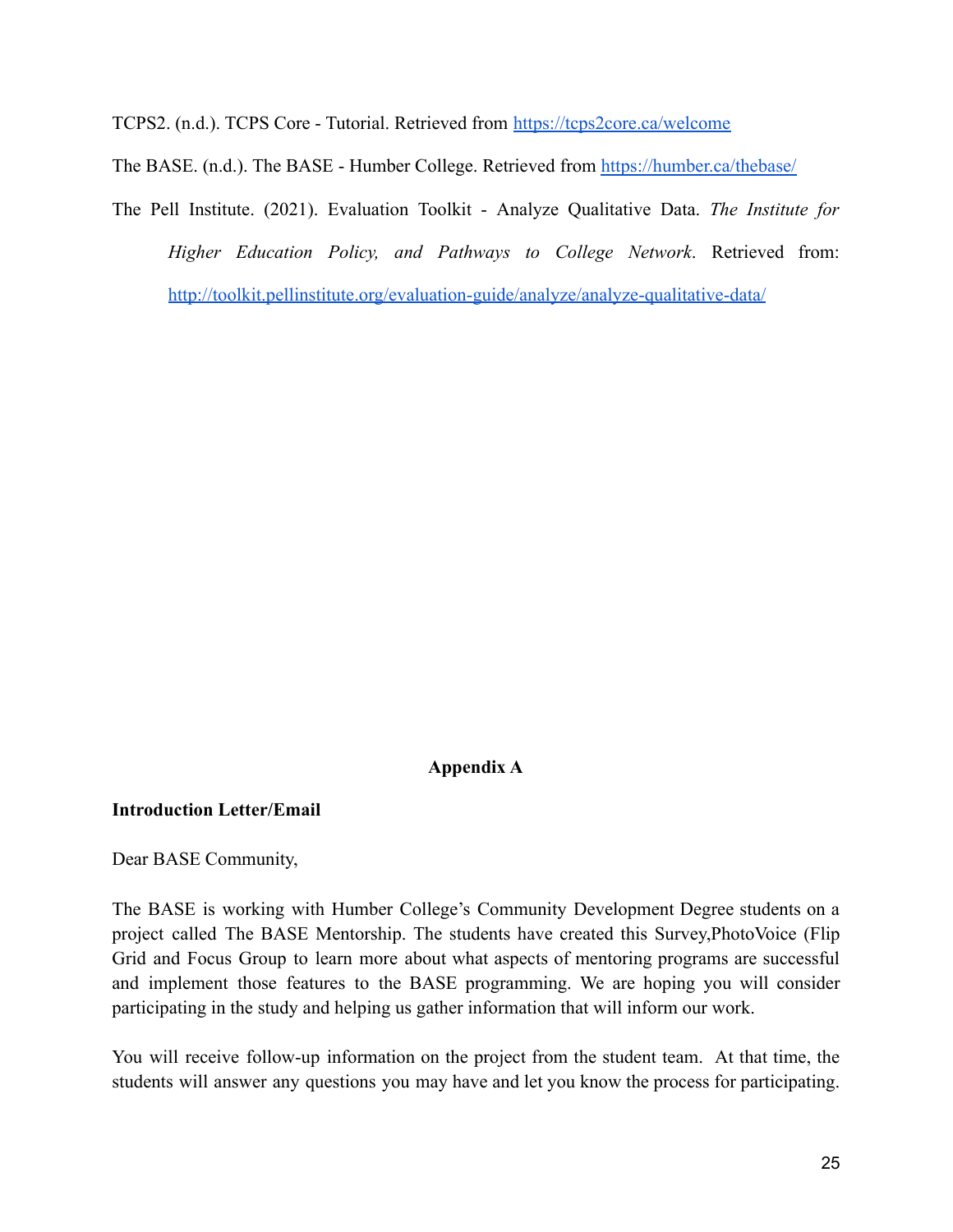TCPS2. (n.d.). TCPS Core - Tutorial. Retrieved from https://tcps2core.ca/welcome

The BASE. (n.d.). The BASE - Humber College. Retrieved from https://humber.ca/thebase/

The Pell Institute. (2021). Evaluation Toolkit - Analyze Qualitative Data. *The Institute for Higher Education Policy, and Pathways to College Network*. Retrieved from: http://toolkit.pellinstitute.org/evaluation-guide/analyze/analyze-qualitative-data/

## Appendix A

**Introduction Letter/Email**

Dear BASE Community,

The BASE is working with Humber College's Community Development Degree students on a project called The BASE Mentorship. The students have created this Survey,PhotoVoice (Flip Grid and Focus Group to learn more about what aspects of mentoring programs are successful and implement those features to the BASE programming. We are hoping you will consider participating in the study and helping us gather information that will inform our work.

You will receive follow-up information on the project from the student team. At that time, the students will answer any questions you may have and let you know the process for participating.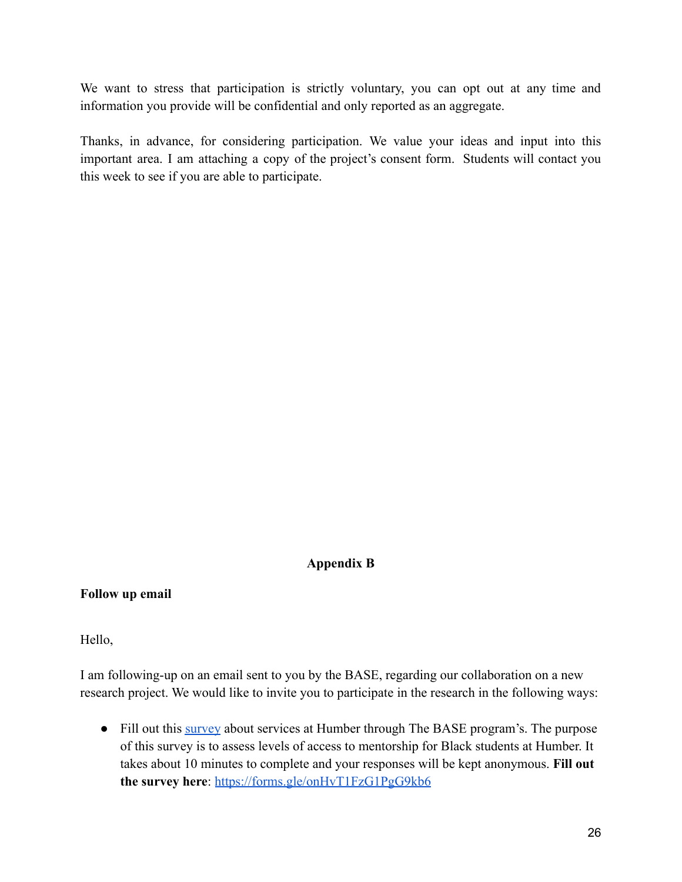We want to stress that participation is strictly voluntary, you can opt out at any time and information you provide will be confidential and only reported as an aggregate.

Thanks, in advance, for considering participation. We value your ideas and input into this important area. I am attaching a copy of the project's consent form. Students will contact you this week to see if you are able to participate.

## Appendix B

**Follow up email**

Hello,

I am following-up on an email sent to you by the BASE, regarding our collaboration on a new research project. We would like to invite you to participate in the research in the following ways:

- Fill out this survey about services at Humber through The BASE program's. The purpose of this survey is to assess levels of access to mentorship for Black students at Humber. It takes about 10 minutes to complete and your responses will be kept anonymous. **Fill out the survey here**: https://forms.gle/onHvT1FzG1PgG9kb6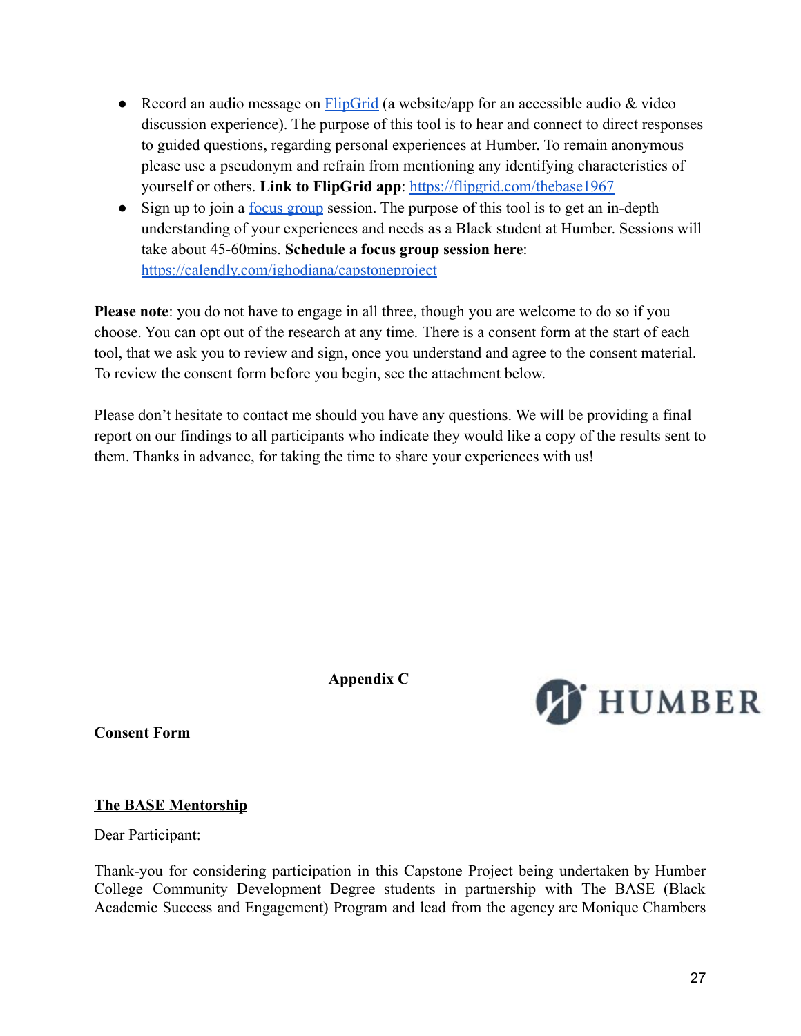- Record an audio message on [FlipGrid](https://flipgrid.com/thebase1967) (a website/app for an accessible audio & video discussion experience). The purpose of this tool is to hear and connect to direct responses to guided questions, regarding personal experiences at Humber. To remain anonymous please use a pseudonym and refrain from mentioning any identifying characteristics of yourself or others. **Link to FlipGrid app**: https://flipgrid.com/thebase1967
- Sign up to join a [focus group](https://calendly.com/ighodiana/capstoneproject) session. The purpose of this tool is to get an in-depth understanding of your experiences and needs as a Black student at Humber. Sessions will take about 45-60mins. **Schedule a focus group session here**: https://calendly.com/ighodiana/capstoneproject

**Please note**: you do not have to engage in all three, though you are welcome to do so if you choose. You can opt out of the research at any time. There is a consent form at the start of each tool, that we ask you to review and sign, once you understand and agree to the consent material. To review the consent form before you begin, see the attachment below.

Please don't hesitate to contact me should you have any questions. We will be providing a final report on our findings to all participants who indicate they would like a copy of the results sent to them. Thanks in advance, for taking the time to share your experiences with us!

## Appendix C

HUMBER

**Consent Form**

**The BASE Mentorship**

Dear Participant:

Thank-you for considering participation in this Capstone Project being undertaken by Humber College Community Development Degree students in partnership with The BASE (Black Academic Success and Engagement) Program and lead from the agency are Monique Chambers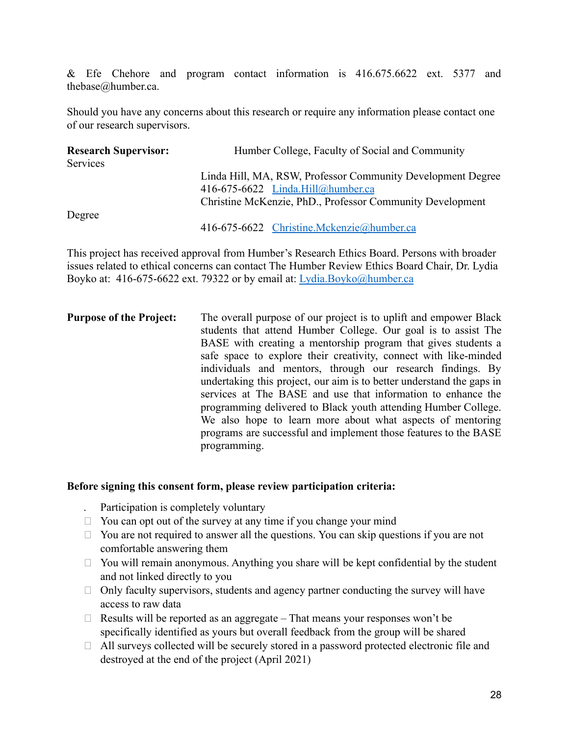& Efe Chehore and program contact information is 416.675.6622 ext. 5377 and thebase@humber.ca.

Should you have any concerns about this research or require any information please contact one of our research supervisors.

**Research Supervisor:** Humber College, Faculty of Social and Community Services

Linda Hill, MA, RSW, Professor Community Development Degree
416-675-6622 Linda.Hill@humber.ca
Christine McKenzie, PhD., Professor Community Development Degree
416-675-6622 Christine.Mckenzie@humber.ca

This project has received approval from Humber's Research Ethics Board. Persons with broader issues related to ethical concerns can contact The Humber Review Ethics Board Chair, Dr. Lydia Boyko at: 416-675-6622 ext. 79322 or by email at: Lydia.Boyko@humber.ca

**Purpose of the Project:** The overall purpose of our project is to uplift and empower Black students that attend Humber College. Our goal is to assist The BASE with creating a mentorship program that gives students a safe space to explore their creativity, connect with like-minded individuals and mentors, through our research findings. By undertaking this project, our aim is to better understand the gaps in services at The BASE and use that information to enhance the programming delivered to Black youth attending Humber College. We also hope to learn more about what aspects of mentoring programs are successful and implement those features to the BASE programming.

**Before signing this consent form, please review participation criteria:**

- Participation is completely voluntary
- You can opt out of the survey at any time if you change your mind
- You are not required to answer all the questions. You can skip questions if you are not comfortable answering them
- You will remain anonymous. Anything you share will be kept confidential by the student and not linked directly to you
- Only faculty supervisors, students and agency partner conducting the survey will have access to raw data
- Results will be reported as an aggregate – That means your responses won't be specifically identified as yours but overall feedback from the group will be shared
- All surveys collected will be securely stored in a password protected electronic file and destroyed at the end of the project (April 2021)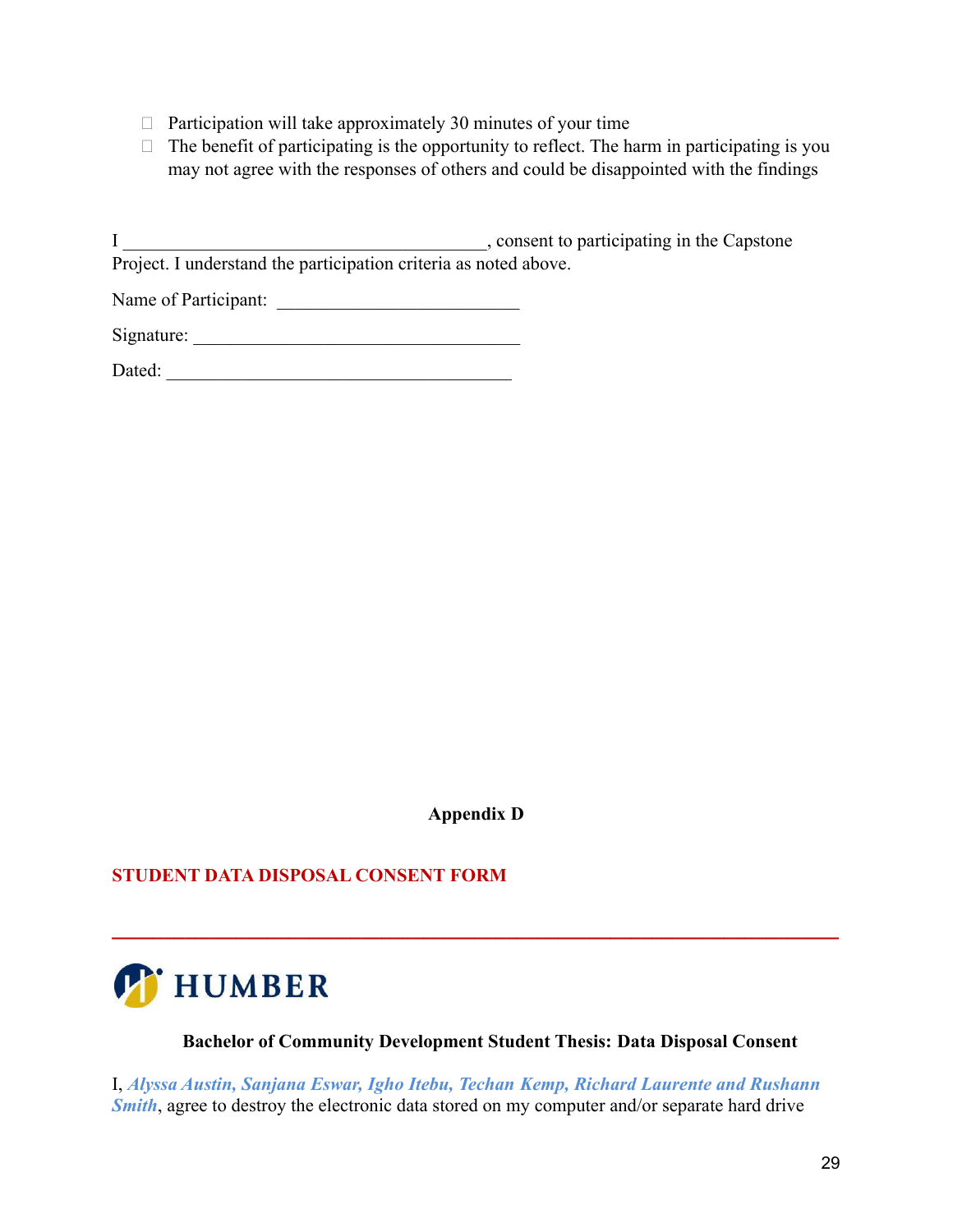- Participation will take approximately 30 minutes of your time
- The benefit of participating is the opportunity to reflect. The harm in participating is you may not agree with the responses of others and could be disappointed with the findings

I ________________________________________, consent to participating in the Capstone Project. I understand the participation criteria as noted above.

Name of Participant: ___________________________

Signature: ____________________________________

Dated: ______________________________________

**Appendix D**

**STUDENT DATA DISPOSAL CONSENT FORM**

---

HUMBER

**Bachelor of Community Development Student Thesis: Data Disposal Consent**

I, ***Alyssa Austin, Sanjana Eswar, Igho Itebu, Techan Kemp, Richard Laurente and Rushann Smith***, agree to destroy the electronic data stored on my computer and/or separate hard drive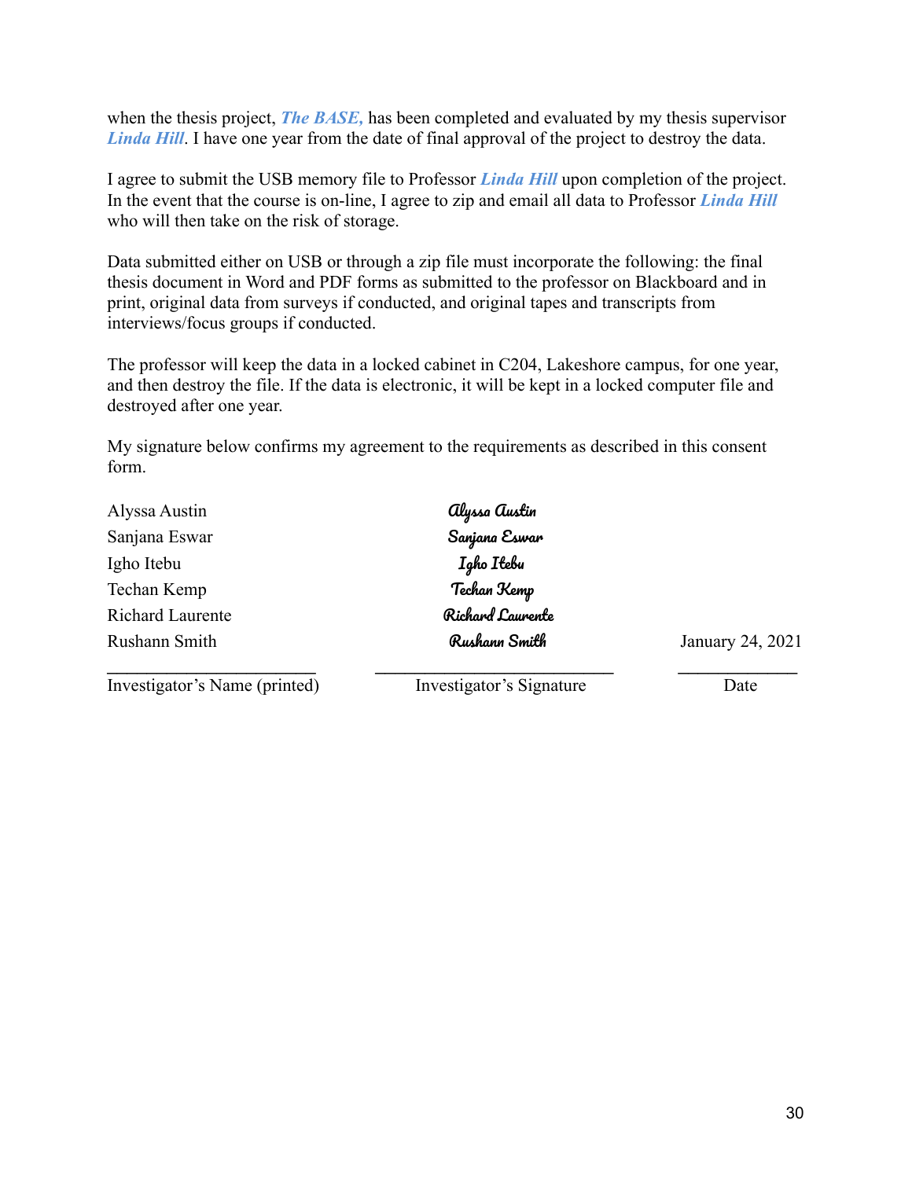when the thesis project, ***The BASE,*** has been completed and evaluated by my thesis supervisor ***Linda Hill***. I have one year from the date of final approval of the project to destroy the data.

I agree to submit the USB memory file to Professor ***Linda Hill*** upon completion of the project. In the event that the course is on-line, I agree to zip and email all data to Professor ***Linda Hill*** who will then take on the risk of storage.

Data submitted either on USB or through a zip file must incorporate the following: the final thesis document in Word and PDF forms as submitted to the professor on Blackboard and in print, original data from surveys if conducted, and original tapes and transcripts from interviews/focus groups if conducted.

The professor will keep the data in a locked cabinet in C204, Lakeshore campus, for one year, and then destroy the file. If the data is electronic, it will be kept in a locked computer file and destroyed after one year.

My signature below confirms my agreement to the requirements as described in this consent form.

| | | |
|---|---|---|
| Alyssa Austin | Alyssa Austin | |
| Sanjana Eswar | Sanjana Eswar | |
| Igho Itebu | Igho Itebu | |
| Techan Kemp | Techan Kemp | |
| Richard Laurente | Richard Laurente | |
| Rushann Smith | Rushann Smith | January 24, 2021 |
| Investigator's Name (printed) | Investigator's Signature | Date |